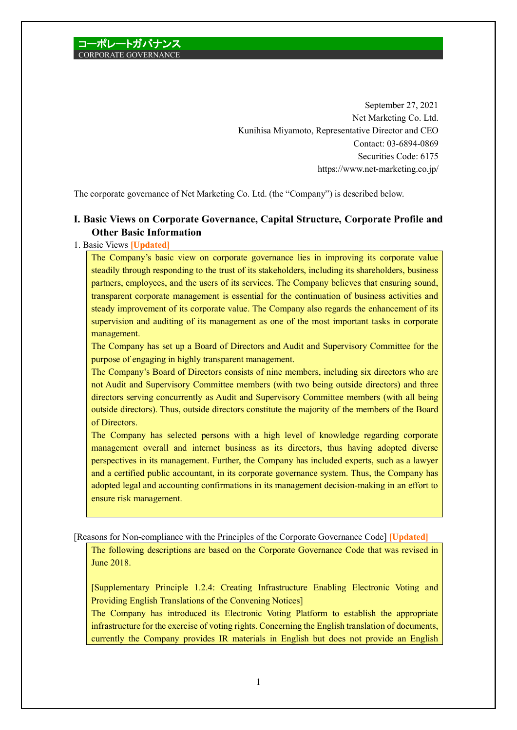コーポレートガバナンス
CORPORATE GOVERNANCE

September 27, 2021
Net Marketing Co. Ltd.
Kunihisa Miyamoto, Representative Director and CEO
Contact: 03-6894-0869
Securities Code: 6175
https://www.net-marketing.co.jp/

The corporate governance of Net Marketing Co. Ltd. (the "Company") is described below.

## I. Basic Views on Corporate Governance, Capital Structure, Corporate Profile and Other Basic Information

1. Basic Views **[Updated]**

The Company's basic view on corporate governance lies in improving its corporate value steadily through responding to the trust of its stakeholders, including its shareholders, business partners, employees, and the users of its services. The Company believes that ensuring sound, transparent corporate management is essential for the continuation of business activities and steady improvement of its corporate value. The Company also regards the enhancement of its supervision and auditing of its management as one of the most important tasks in corporate management.

The Company has set up a Board of Directors and Audit and Supervisory Committee for the purpose of engaging in highly transparent management.

The Company's Board of Directors consists of nine members, including six directors who are not Audit and Supervisory Committee members (with two being outside directors) and three directors serving concurrently as Audit and Supervisory Committee members (with all being outside directors). Thus, outside directors constitute the majority of the members of the Board of Directors.

The Company has selected persons with a high level of knowledge regarding corporate management overall and internet business as its directors, thus having adopted diverse perspectives in its management. Further, the Company has included experts, such as a lawyer and a certified public accountant, in its corporate governance system. Thus, the Company has adopted legal and accounting confirmations in its management decision-making in an effort to ensure risk management.

[Reasons for Non-compliance with the Principles of the Corporate Governance Code] **[Updated]**

The following descriptions are based on the Corporate Governance Code that was revised in June 2018.

[Supplementary Principle 1.2.4: Creating Infrastructure Enabling Electronic Voting and Providing English Translations of the Convening Notices]

The Company has introduced its Electronic Voting Platform to establish the appropriate infrastructure for the exercise of voting rights. Concerning the English translation of documents, currently the Company provides IR materials in English but does not provide an English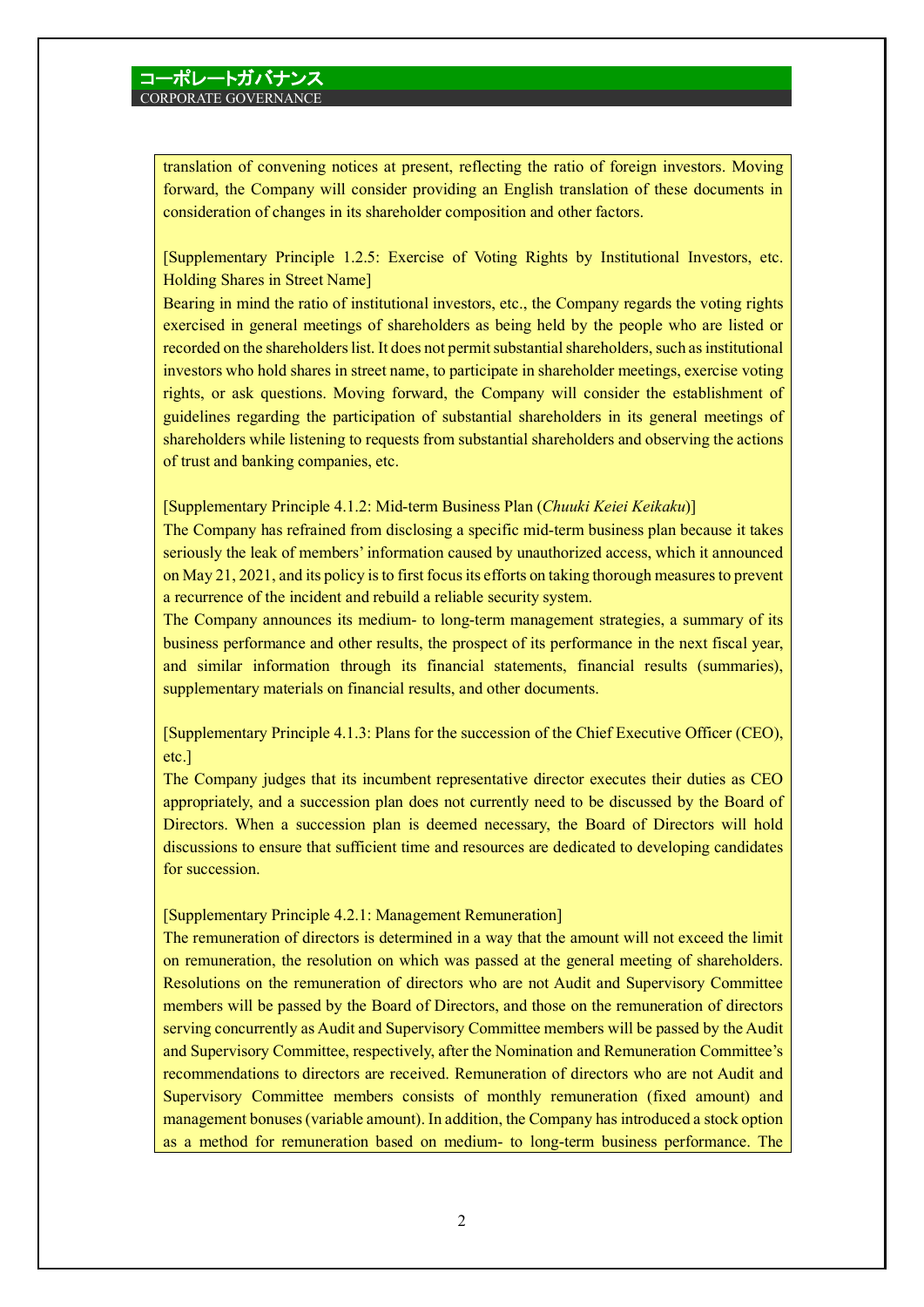translation of convening notices at present, reflecting the ratio of foreign investors. Moving forward, the Company will consider providing an English translation of these documents in consideration of changes in its shareholder composition and other factors.

[Supplementary Principle 1.2.5: Exercise of Voting Rights by Institutional Investors, etc. Holding Shares in Street Name]

Bearing in mind the ratio of institutional investors, etc., the Company regards the voting rights exercised in general meetings of shareholders as being held by the people who are listed or recorded on the shareholders list. It does not permit substantial shareholders, such as institutional investors who hold shares in street name, to participate in shareholder meetings, exercise voting rights, or ask questions. Moving forward, the Company will consider the establishment of guidelines regarding the participation of substantial shareholders in its general meetings of shareholders while listening to requests from substantial shareholders and observing the actions of trust and banking companies, etc.

[Supplementary Principle 4.1.2: Mid-term Business Plan (*Chuuki Keiei Keikaku*)]

The Company has refrained from disclosing a specific mid-term business plan because it takes seriously the leak of members' information caused by unauthorized access, which it announced on May 21, 2021, and its policy is to first focus its efforts on taking thorough measures to prevent a recurrence of the incident and rebuild a reliable security system.

The Company announces its medium- to long-term management strategies, a summary of its business performance and other results, the prospect of its performance in the next fiscal year, and similar information through its financial statements, financial results (summaries), supplementary materials on financial results, and other documents.

[Supplementary Principle 4.1.3: Plans for the succession of the Chief Executive Officer (CEO), etc.]

The Company judges that its incumbent representative director executes their duties as CEO appropriately, and a succession plan does not currently need to be discussed by the Board of Directors. When a succession plan is deemed necessary, the Board of Directors will hold discussions to ensure that sufficient time and resources are dedicated to developing candidates for succession.

[Supplementary Principle 4.2.1: Management Remuneration]

The remuneration of directors is determined in a way that the amount will not exceed the limit on remuneration, the resolution on which was passed at the general meeting of shareholders. Resolutions on the remuneration of directors who are not Audit and Supervisory Committee members will be passed by the Board of Directors, and those on the remuneration of directors serving concurrently as Audit and Supervisory Committee members will be passed by the Audit and Supervisory Committee, respectively, after the Nomination and Remuneration Committee's recommendations to directors are received. Remuneration of directors who are not Audit and Supervisory Committee members consists of monthly remuneration (fixed amount) and management bonuses (variable amount). In addition, the Company has introduced a stock option as a method for remuneration based on medium- to long-term business performance. The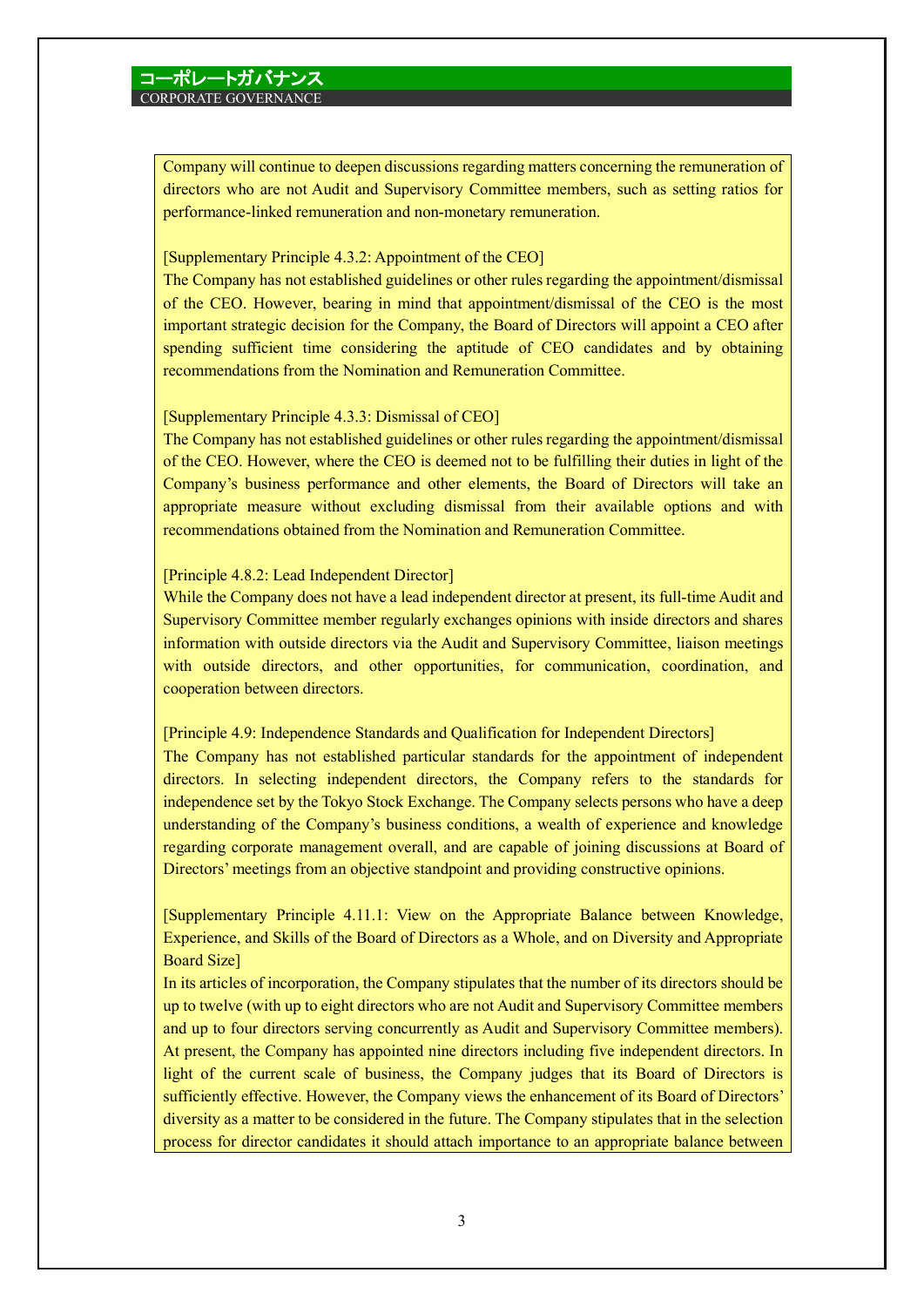Company will continue to deepen discussions regarding matters concerning the remuneration of directors who are not Audit and Supervisory Committee members, such as setting ratios for performance-linked remuneration and non-monetary remuneration.

[Supplementary Principle 4.3.2: Appointment of the CEO]
The Company has not established guidelines or other rules regarding the appointment/dismissal of the CEO. However, bearing in mind that appointment/dismissal of the CEO is the most important strategic decision for the Company, the Board of Directors will appoint a CEO after spending sufficient time considering the aptitude of CEO candidates and by obtaining recommendations from the Nomination and Remuneration Committee.

[Supplementary Principle 4.3.3: Dismissal of CEO]
The Company has not established guidelines or other rules regarding the appointment/dismissal of the CEO. However, where the CEO is deemed not to be fulfilling their duties in light of the Company's business performance and other elements, the Board of Directors will take an appropriate measure without excluding dismissal from their available options and with recommendations obtained from the Nomination and Remuneration Committee.

[Principle 4.8.2: Lead Independent Director]
While the Company does not have a lead independent director at present, its full-time Audit and Supervisory Committee member regularly exchanges opinions with inside directors and shares information with outside directors via the Audit and Supervisory Committee, liaison meetings with outside directors, and other opportunities, for communication, coordination, and cooperation between directors.

[Principle 4.9: Independence Standards and Qualification for Independent Directors]
The Company has not established particular standards for the appointment of independent directors. In selecting independent directors, the Company refers to the standards for independence set by the Tokyo Stock Exchange. The Company selects persons who have a deep understanding of the Company's business conditions, a wealth of experience and knowledge regarding corporate management overall, and are capable of joining discussions at Board of Directors' meetings from an objective standpoint and providing constructive opinions.

[Supplementary Principle 4.11.1: View on the Appropriate Balance between Knowledge, Experience, and Skills of the Board of Directors as a Whole, and on Diversity and Appropriate Board Size]
In its articles of incorporation, the Company stipulates that the number of its directors should be up to twelve (with up to eight directors who are not Audit and Supervisory Committee members and up to four directors serving concurrently as Audit and Supervisory Committee members). At present, the Company has appointed nine directors including five independent directors. In light of the current scale of business, the Company judges that its Board of Directors is sufficiently effective. However, the Company views the enhancement of its Board of Directors' diversity as a matter to be considered in the future. The Company stipulates that in the selection process for director candidates it should attach importance to an appropriate balance between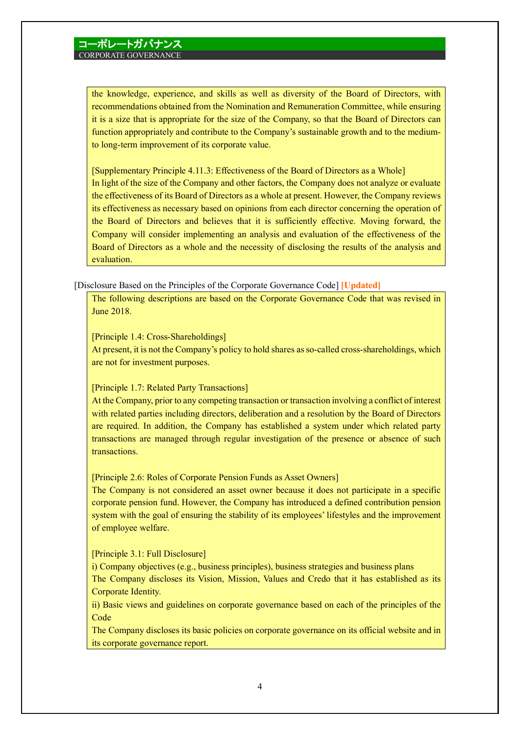the knowledge, experience, and skills as well as diversity of the Board of Directors, with recommendations obtained from the Nomination and Remuneration Committee, while ensuring it is a size that is appropriate for the size of the Company, so that the Board of Directors can function appropriately and contribute to the Company's sustainable growth and to the medium- to long-term improvement of its corporate value.

[Supplementary Principle 4.11.3: Effectiveness of the Board of Directors as a Whole]
In light of the size of the Company and other factors, the Company does not analyze or evaluate the effectiveness of its Board of Directors as a whole at present. However, the Company reviews its effectiveness as necessary based on opinions from each director concerning the operation of the Board of Directors and believes that it is sufficiently effective. Moving forward, the Company will consider implementing an analysis and evaluation of the effectiveness of the Board of Directors as a whole and the necessity of disclosing the results of the analysis and evaluation.

[Disclosure Based on the Principles of the Corporate Governance Code] **[Updated]**

The following descriptions are based on the Corporate Governance Code that was revised in June 2018.

[Principle 1.4: Cross-Shareholdings]
At present, it is not the Company's policy to hold shares as so-called cross-shareholdings, which are not for investment purposes.

[Principle 1.7: Related Party Transactions]
At the Company, prior to any competing transaction or transaction involving a conflict of interest with related parties including directors, deliberation and a resolution by the Board of Directors are required. In addition, the Company has established a system under which related party transactions are managed through regular investigation of the presence or absence of such transactions.

[Principle 2.6: Roles of Corporate Pension Funds as Asset Owners]
The Company is not considered an asset owner because it does not participate in a specific corporate pension fund. However, the Company has introduced a defined contribution pension system with the goal of ensuring the stability of its employees' lifestyles and the improvement of employee welfare.

[Principle 3.1: Full Disclosure]
i) Company objectives (e.g., business principles), business strategies and business plans
The Company discloses its Vision, Mission, Values and Credo that it has established as its Corporate Identity.
ii) Basic views and guidelines on corporate governance based on each of the principles of the Code
The Company discloses its basic policies on corporate governance on its official website and in its corporate governance report.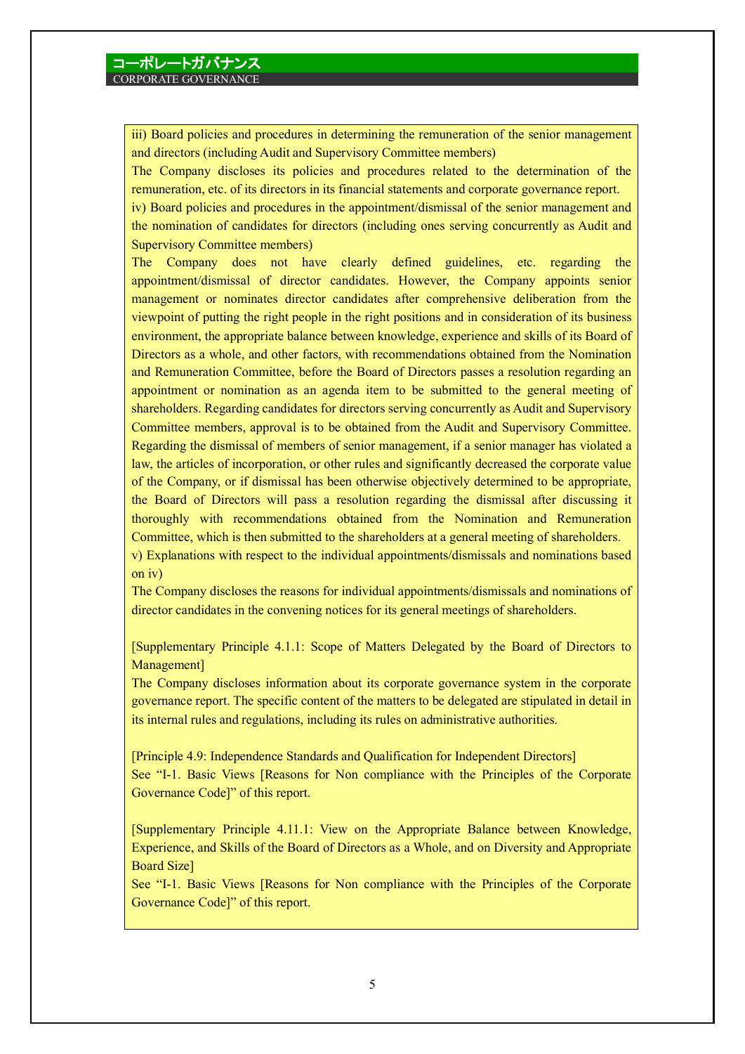iii) Board policies and procedures in determining the remuneration of the senior management and directors (including Audit and Supervisory Committee members)

The Company discloses its policies and procedures related to the determination of the remuneration, etc. of its directors in its financial statements and corporate governance report.

iv) Board policies and procedures in the appointment/dismissal of the senior management and the nomination of candidates for directors (including ones serving concurrently as Audit and Supervisory Committee members)

The Company does not have clearly defined guidelines, etc. regarding the appointment/dismissal of director candidates. However, the Company appoints senior management or nominates director candidates after comprehensive deliberation from the viewpoint of putting the right people in the right positions and in consideration of its business environment, the appropriate balance between knowledge, experience and skills of its Board of Directors as a whole, and other factors, with recommendations obtained from the Nomination and Remuneration Committee, before the Board of Directors passes a resolution regarding an appointment or nomination as an agenda item to be submitted to the general meeting of shareholders. Regarding candidates for directors serving concurrently as Audit and Supervisory Committee members, approval is to be obtained from the Audit and Supervisory Committee. Regarding the dismissal of members of senior management, if a senior manager has violated a law, the articles of incorporation, or other rules and significantly decreased the corporate value of the Company, or if dismissal has been otherwise objectively determined to be appropriate, the Board of Directors will pass a resolution regarding the dismissal after discussing it thoroughly with recommendations obtained from the Nomination and Remuneration Committee, which is then submitted to the shareholders at a general meeting of shareholders.

v) Explanations with respect to the individual appointments/dismissals and nominations based on iv)

The Company discloses the reasons for individual appointments/dismissals and nominations of director candidates in the convening notices for its general meetings of shareholders.

[Supplementary Principle 4.1.1: Scope of Matters Delegated by the Board of Directors to Management]

The Company discloses information about its corporate governance system in the corporate governance report. The specific content of the matters to be delegated are stipulated in detail in its internal rules and regulations, including its rules on administrative authorities.

[Principle 4.9: Independence Standards and Qualification for Independent Directors]

See "I-1. Basic Views [Reasons for Non compliance with the Principles of the Corporate Governance Code]" of this report.

[Supplementary Principle 4.11.1: View on the Appropriate Balance between Knowledge, Experience, and Skills of the Board of Directors as a Whole, and on Diversity and Appropriate Board Size]

See "I-1. Basic Views [Reasons for Non compliance with the Principles of the Corporate Governance Code]" of this report.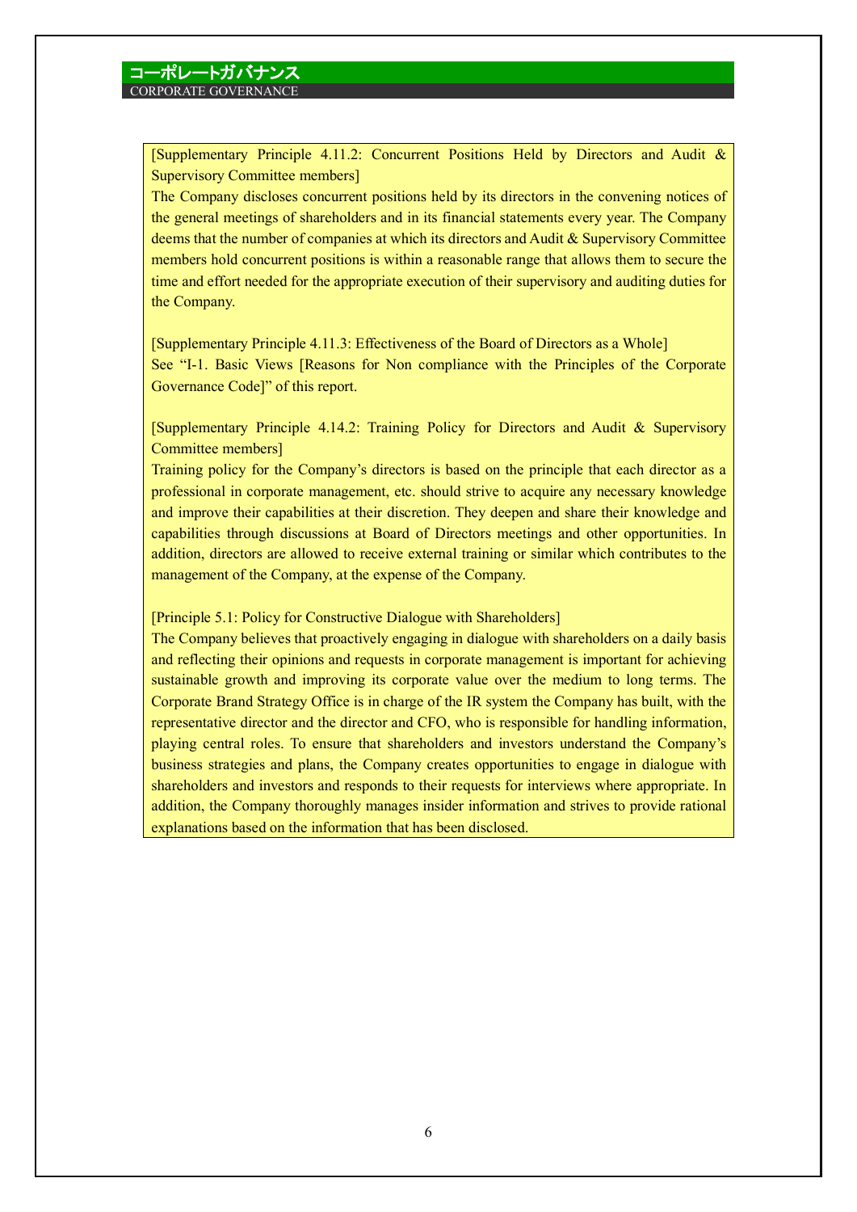[Supplementary Principle 4.11.2: Concurrent Positions Held by Directors and Audit & Supervisory Committee members]

The Company discloses concurrent positions held by its directors in the convening notices of the general meetings of shareholders and in its financial statements every year. The Company deems that the number of companies at which its directors and Audit & Supervisory Committee members hold concurrent positions is within a reasonable range that allows them to secure the time and effort needed for the appropriate execution of their supervisory and auditing duties for the Company.

[Supplementary Principle 4.11.3: Effectiveness of the Board of Directors as a Whole]

See "I-1. Basic Views [Reasons for Non compliance with the Principles of the Corporate Governance Code]" of this report.

[Supplementary Principle 4.14.2: Training Policy for Directors and Audit & Supervisory Committee members]

Training policy for the Company's directors is based on the principle that each director as a professional in corporate management, etc. should strive to acquire any necessary knowledge and improve their capabilities at their discretion. They deepen and share their knowledge and capabilities through discussions at Board of Directors meetings and other opportunities. In addition, directors are allowed to receive external training or similar which contributes to the management of the Company, at the expense of the Company.

[Principle 5.1: Policy for Constructive Dialogue with Shareholders]

The Company believes that proactively engaging in dialogue with shareholders on a daily basis and reflecting their opinions and requests in corporate management is important for achieving sustainable growth and improving its corporate value over the medium to long terms. The Corporate Brand Strategy Office is in charge of the IR system the Company has built, with the representative director and the director and CFO, who is responsible for handling information, playing central roles. To ensure that shareholders and investors understand the Company's business strategies and plans, the Company creates opportunities to engage in dialogue with shareholders and investors and responds to their requests for interviews where appropriate. In addition, the Company thoroughly manages insider information and strives to provide rational explanations based on the information that has been disclosed.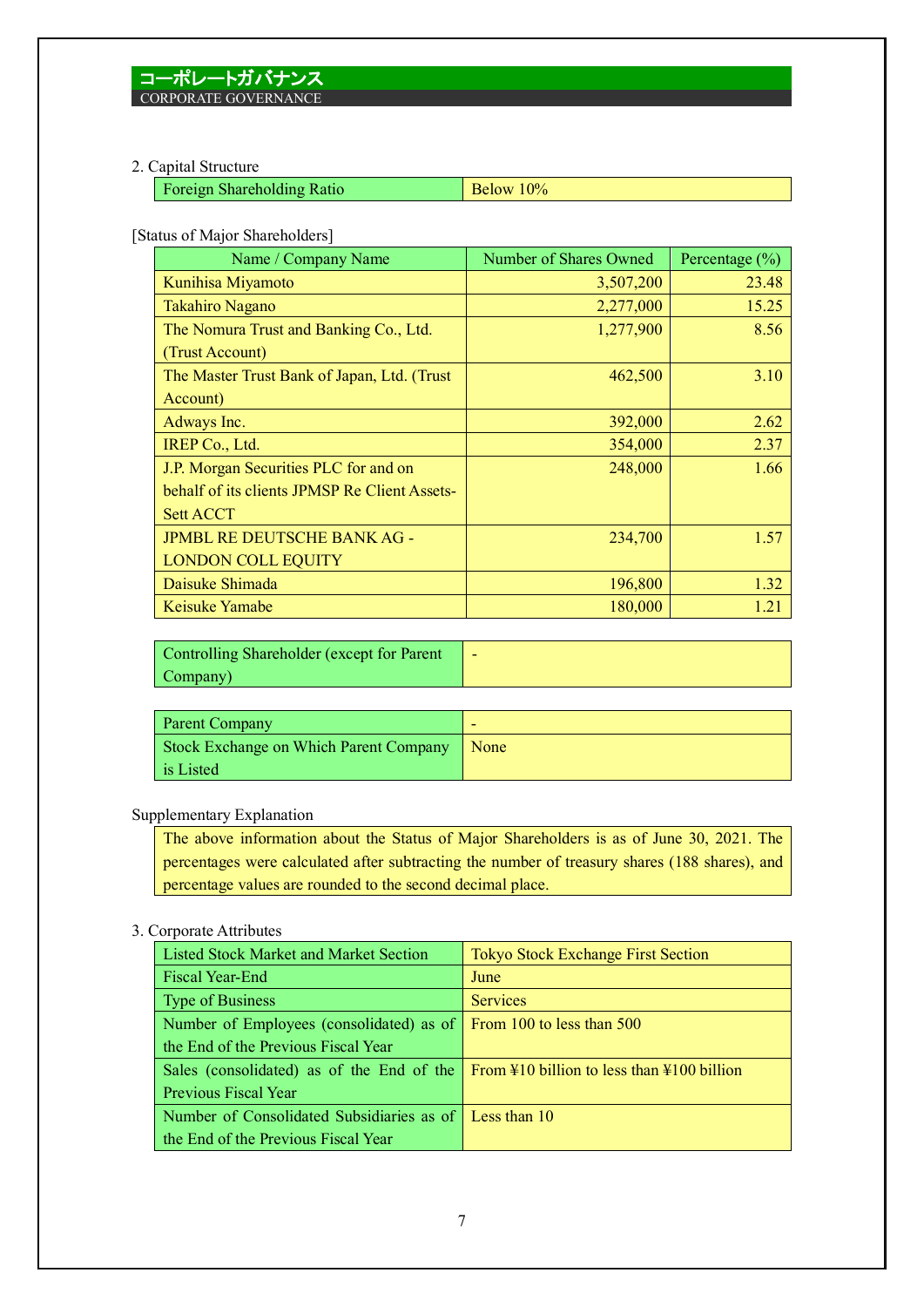# コーポレートガバナンス
CORPORATE GOVERNANCE

2. Capital Structure

| Foreign Shareholding Ratio | Below 10% |
|---|---|

[Status of Major Shareholders]

| Name / Company Name | Number of Shares Owned | Percentage (%) |
|---|---|---|
| Kunihisa Miyamoto | 3,507,200 | 23.48 |
| Takahiro Nagano | 2,277,000 | 15.25 |
| The Nomura Trust and Banking Co., Ltd. (Trust Account) | 1,277,900 | 8.56 |
| The Master Trust Bank of Japan, Ltd. (Trust Account) | 462,500 | 3.10 |
| Adways Inc. | 392,000 | 2.62 |
| IREP Co., Ltd. | 354,000 | 2.37 |
| J.P. Morgan Securities PLC for and on behalf of its clients JPMSP Re Client Assets-Sett ACCT | 248,000 | 1.66 |
| JPMBL RE DEUTSCHE BANK AG - LONDON COLL EQUITY | 234,700 | 1.57 |
| Daisuke Shimada | 196,800 | 1.32 |
| Keisuke Yamabe | 180,000 | 1.21 |

| Controlling Shareholder (except for Parent Company) | - |
|---|---|

| Parent Company | - |
|---|---|
| Stock Exchange on Which Parent Company is Listed | None |

Supplementary Explanation

The above information about the Status of Major Shareholders is as of June 30, 2021. The percentages were calculated after subtracting the number of treasury shares (188 shares), and percentage values are rounded to the second decimal place.

3. Corporate Attributes

| Listed Stock Market and Market Section | Tokyo Stock Exchange First Section |
|---|---|
| Fiscal Year-End | June |
| Type of Business | Services |
| Number of Employees (consolidated) as of the End of the Previous Fiscal Year | From 100 to less than 500 |
| Sales (consolidated) as of the End of the Previous Fiscal Year | From ¥10 billion to less than ¥100 billion |
| Number of Consolidated Subsidiaries as of the End of the Previous Fiscal Year | Less than 10 |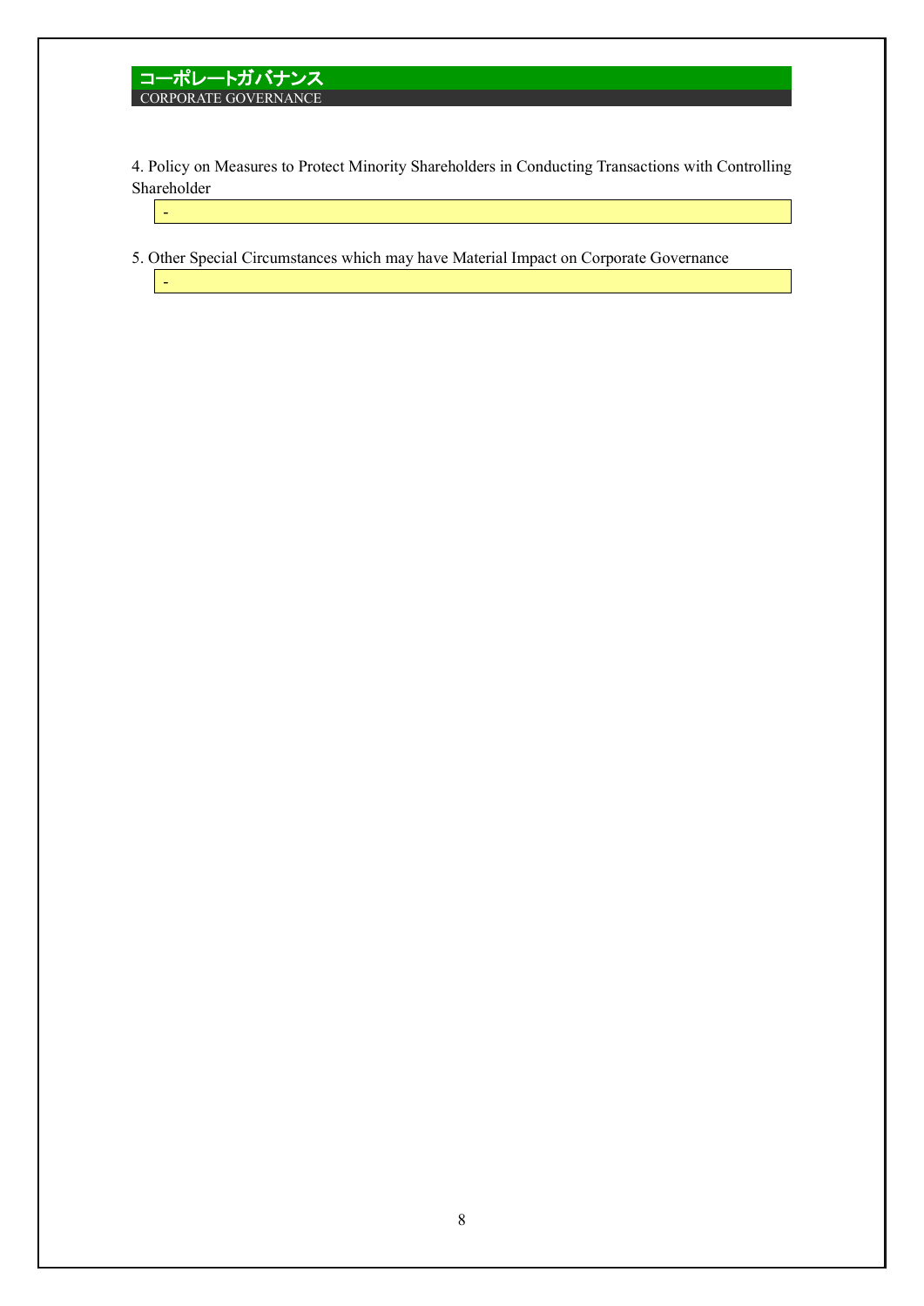4. Policy on Measures to Protect Minority Shareholders in Conducting Transactions with Controlling Shareholder

-

5. Other Special Circumstances which may have Material Impact on Corporate Governance

-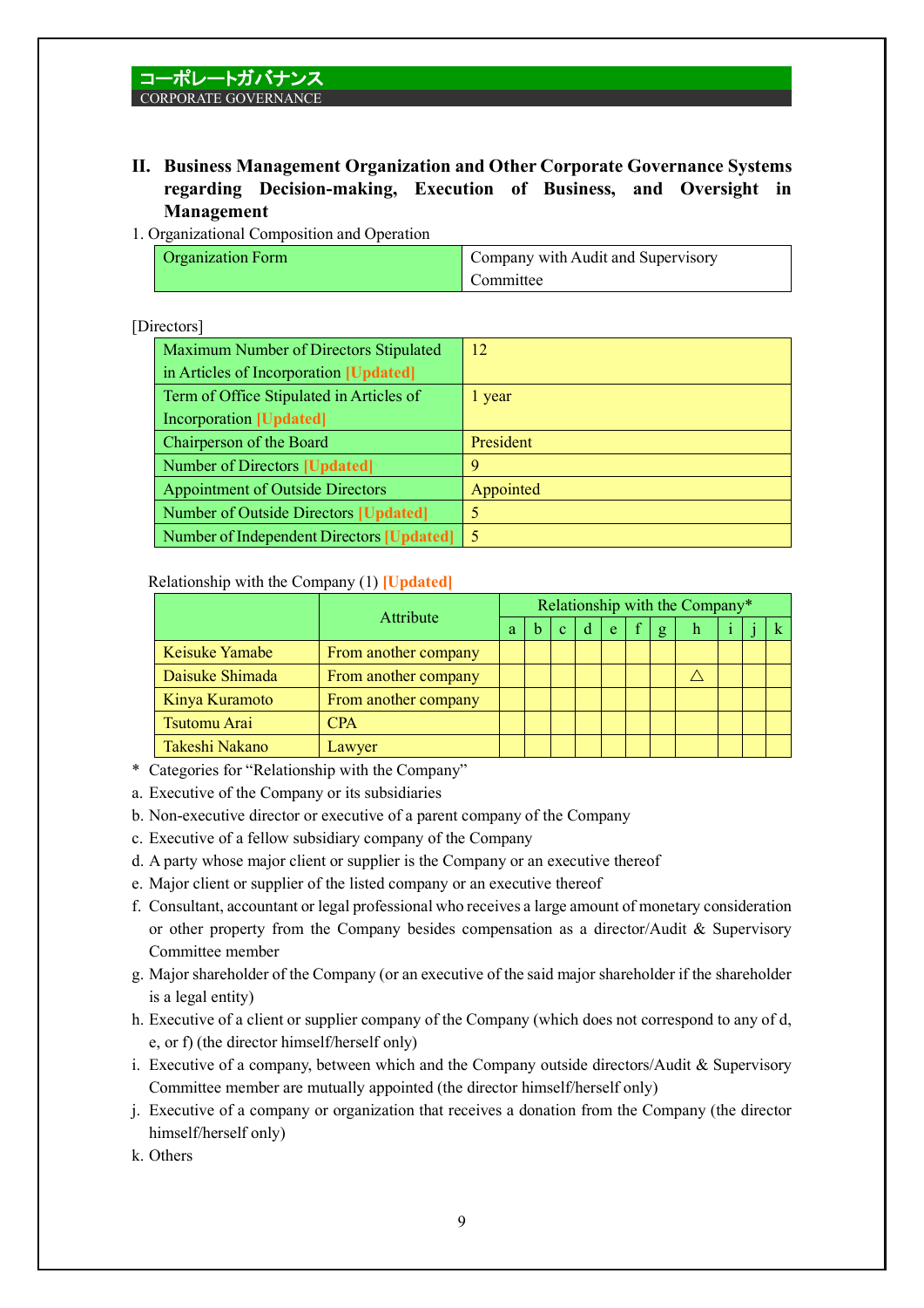## II. Business Management Organization and Other Corporate Governance Systems regarding Decision-making, Execution of Business, and Oversight in Management

1. Organizational Composition and Operation

| Organization Form | Company with Audit and Supervisory Committee |
|---|---|

[Directors]

| Maximum Number of Directors Stipulated in Articles of Incorporation [Updated] | 12 |
|---|---|
| Term of Office Stipulated in Articles of Incorporation [Updated] | 1 year |
| Chairperson of the Board | President |
| Number of Directors [Updated] | 9 |
| Appointment of Outside Directors | Appointed |
| Number of Outside Directors [Updated] | 5 |
| Number of Independent Directors [Updated] | 5 |

Relationship with the Company (1) [Updated]

| | Attribute | Relationship with the Company* | | | | | | | | | | |
|---|---|---|---|---|---|---|---|---|---|---|---|---|
| | | a | b | c | d | e | f | g | h | i | j | k |
| Keisuke Yamabe | From another company | | | | | | | | | | | |
| Daisuke Shimada | From another company | | | | | | | | △ | | | |
| Kinya Kuramoto | From another company | | | | | | | | | | | |
| Tsutomu Arai | CPA | | | | | | | | | | | |
| Takeshi Nakano | Lawyer | | | | | | | | | | | |

\* Categories for "Relationship with the Company"

a. Executive of the Company or its subsidiaries
b. Non-executive director or executive of a parent company of the Company
c. Executive of a fellow subsidiary company of the Company
d. A party whose major client or supplier is the Company or an executive thereof
e. Major client or supplier of the listed company or an executive thereof
f. Consultant, accountant or legal professional who receives a large amount of monetary consideration or other property from the Company besides compensation as a director/Audit & Supervisory Committee member
g. Major shareholder of the Company (or an executive of the said major shareholder if the shareholder is a legal entity)
h. Executive of a client or supplier company of the Company (which does not correspond to any of d, e, or f) (the director himself/herself only)
i. Executive of a company, between which and the Company outside directors/Audit & Supervisory Committee member are mutually appointed (the director himself/herself only)
j. Executive of a company or organization that receives a donation from the Company (the director himself/herself only)
k. Others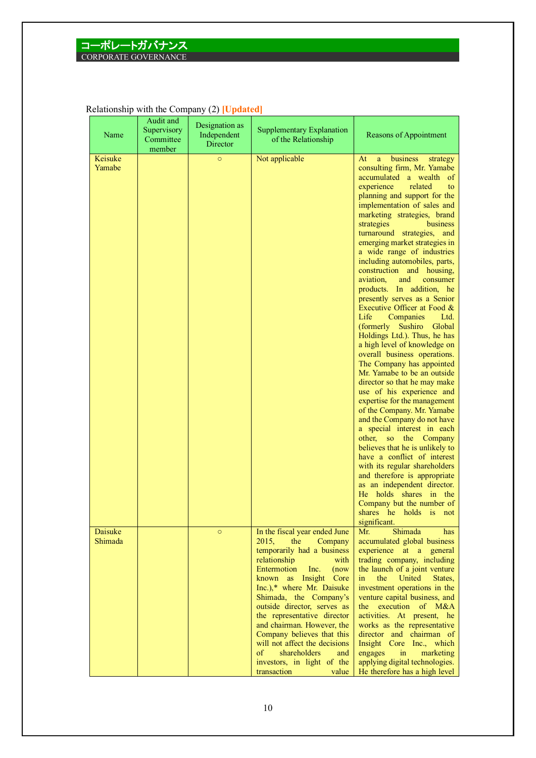Relationship with the Company (2) **[Updated]**

| Name | Audit and Supervisory Committee member | Designation as Independent Director | Supplementary Explanation of the Relationship | Reasons of Appointment |
|---|---|---|---|---|
| Keisuke Yamabe | | ○ | Not applicable | At a business strategy consulting firm, Mr. Yamabe accumulated a wealth of experience related to planning and support for the implementation of sales and marketing strategies, brand strategies business turnaround strategies, and emerging market strategies in a wide range of industries including automobiles, parts, construction and housing, aviation, and consumer products. In addition, he presently serves as a Senior Executive Officer at Food & Life Companies Ltd. (formerly Sushiro Global Holdings Ltd.). Thus, he has a high level of knowledge on overall business operations. The Company has appointed Mr. Yamabe to be an outside director so that he may make use of his experience and expertise for the management of the Company. Mr. Yamabe and the Company do not have a special interest in each other, so the Company believes that he is unlikely to have a conflict of interest with its regular shareholders and therefore is appropriate as an independent director. He holds shares in the Company but the number of shares he holds is not significant. |
| Daisuke Shimada | | ○ | In the fiscal year ended June 2015, the Company temporarily had a business relationship with Entermotion Inc. (now known as Insight Core Inc.),* where Mr. Daisuke Shimada, the Company's outside director, serves as the representative director and chairman. However, the Company believes that this will not affect the decisions of shareholders and investors, in light of the transaction value | Mr. Shimada has accumulated global business experience at a general trading company, including the launch of a joint venture in the United States, investment operations in the venture capital business, and the execution of M&A activities. At present, he works as the representative director and chairman of Insight Core Inc., which engages in marketing applying digital technologies. He therefore has a high level |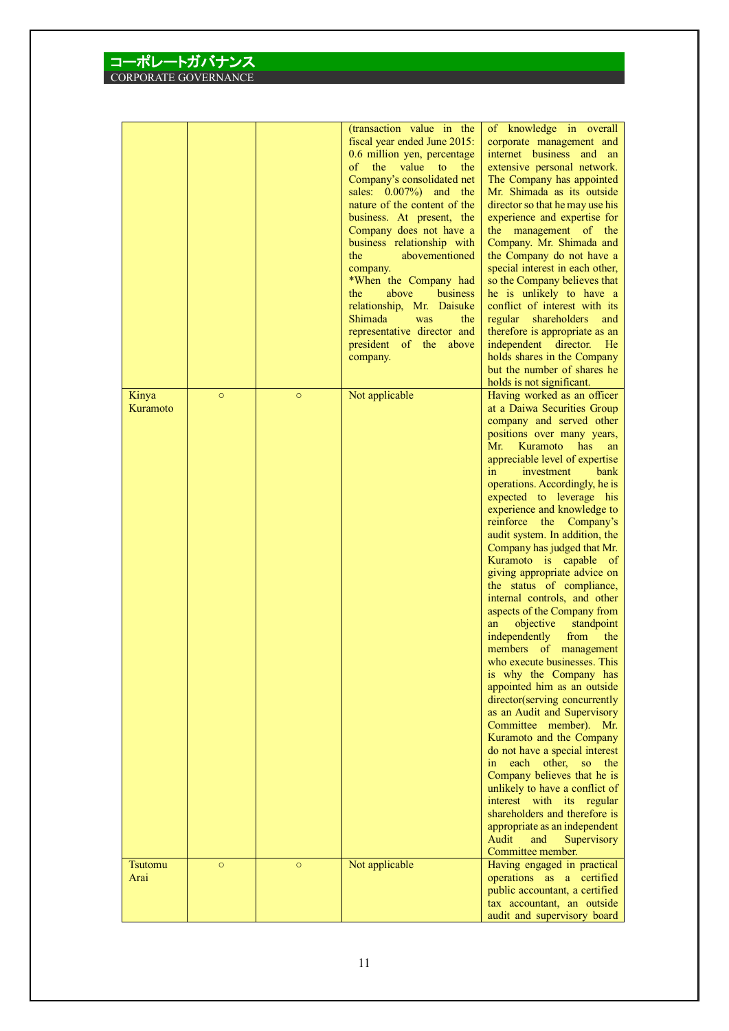コーポレートガバナンス
CORPORATE GOVERNANCE

| | | | | |
|---|---|---|---|---|
| | | | (transaction value in the fiscal year ended June 2015: 0.6 million yen, percentage of the value to the Company's consolidated net sales: 0.007%) and the nature of the content of the business. At present, the Company does not have a business relationship with the abovementioned company.<br>*When the Company had the above business relationship, Mr. Daisuke Shimada was the representative director and president of the above company. | of knowledge in overall corporate management and internet business and an extensive personal network. The Company has appointed Mr. Shimada as its outside director so that he may use his experience and expertise for the management of the Company. Mr. Shimada and the Company do not have a special interest in each other, so the Company believes that he is unlikely to have a conflict of interest with its regular shareholders and therefore is appropriate as an independent director. He holds shares in the Company but the number of shares he holds is not significant. |
| Kinya Kuramoto | ○ | ○ | Not applicable | Having worked as an officer at a Daiwa Securities Group company and served other positions over many years, Mr. Kuramoto has an appreciable level of expertise in investment bank operations. Accordingly, he is expected to leverage his experience and knowledge to reinforce the Company's audit system. In addition, the Company has judged that Mr. Kuramoto is capable of giving appropriate advice on the status of compliance, internal controls, and other aspects of the Company from an objective standpoint independently from the members of management who execute businesses. This is why the Company has appointed him as an outside director(serving concurrently as an Audit and Supervisory Committee member). Mr. Kuramoto and the Company do not have a special interest in each other, so the Company believes that he is unlikely to have a conflict of interest with its regular shareholders and therefore is appropriate as an independent Audit and Supervisory Committee member. |
| Tsutomu Arai | ○ | ○ | Not applicable | Having engaged in practical operations as a certified public accountant, a certified tax accountant, an outside audit and supervisory board |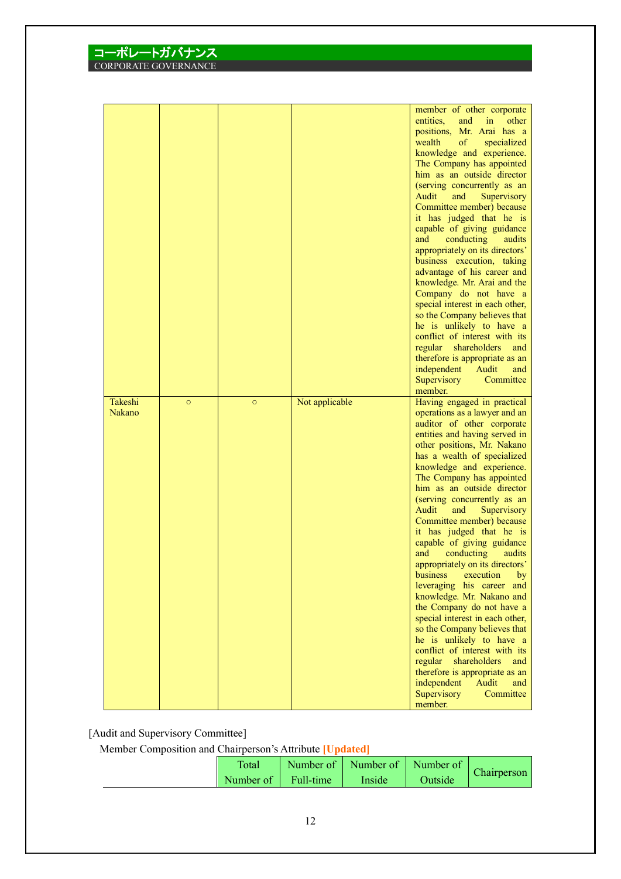| | | | | |
|---|---|---|---|---|
| | | | | member of other corporate entities, and in other positions, Mr. Arai has a wealth of specialized knowledge and experience. The Company has appointed him as an outside director (serving concurrently as an Audit and Supervisory Committee member) because it has judged that he is capable of giving guidance and conducting audits appropriately on its directors' business execution, taking advantage of his career and knowledge. Mr. Arai and the Company do not have a special interest in each other, so the Company believes that he is unlikely to have a conflict of interest with its regular shareholders and therefore is appropriate as an independent Audit and Supervisory Committee member. |
| Takeshi Nakano | ○ | ○ | Not applicable | Having engaged in practical operations as a lawyer and an auditor of other corporate entities and having served in other positions, Mr. Nakano has a wealth of specialized knowledge and experience. The Company has appointed him as an outside director (serving concurrently as an Audit and Supervisory Committee member) because it has judged that he is capable of giving guidance and conducting audits appropriately on its directors' business execution by leveraging his career and knowledge. Mr. Nakano and the Company do not have a special interest in each other, so the Company believes that he is unlikely to have a conflict of interest with its regular shareholders and therefore is appropriate as an independent Audit and Supervisory Committee member. |

[Audit and Supervisory Committee]

Member Composition and Chairperson's Attribute **[Updated]**

| | Total Number of | Number of Full-time | Number of Inside | Number of Outside | Chairperson |
|---|---|---|---|---|---|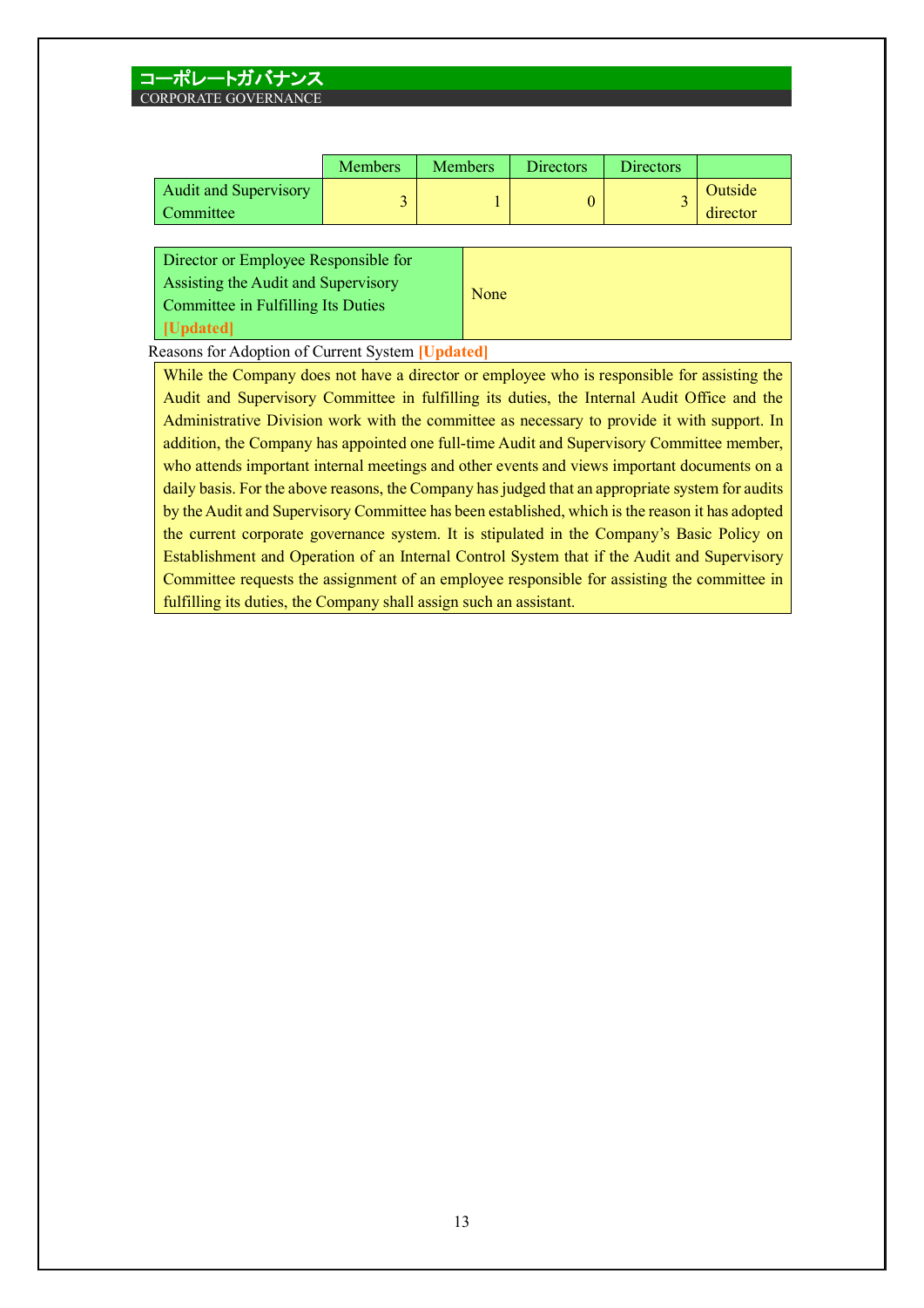## コーポレートガバナンス
CORPORATE GOVERNANCE

| | Members | Members | Directors | Directors | |
|---|---|---|---|---|---|
| Audit and Supervisory Committee | 3 | 1 | 0 | 3 | Outside director |

| Director or Employee Responsible for Assisting the Audit and Supervisory Committee in Fulfilling Its Duties **[Updated]** | None |
|---|---|

Reasons for Adoption of Current System **[Updated]**

While the Company does not have a director or employee who is responsible for assisting the Audit and Supervisory Committee in fulfilling its duties, the Internal Audit Office and the Administrative Division work with the committee as necessary to provide it with support. In addition, the Company has appointed one full-time Audit and Supervisory Committee member, who attends important internal meetings and other events and views important documents on a daily basis. For the above reasons, the Company has judged that an appropriate system for audits by the Audit and Supervisory Committee has been established, which is the reason it has adopted the current corporate governance system. It is stipulated in the Company's Basic Policy on Establishment and Operation of an Internal Control System that if the Audit and Supervisory Committee requests the assignment of an employee responsible for assisting the committee in fulfilling its duties, the Company shall assign such an assistant.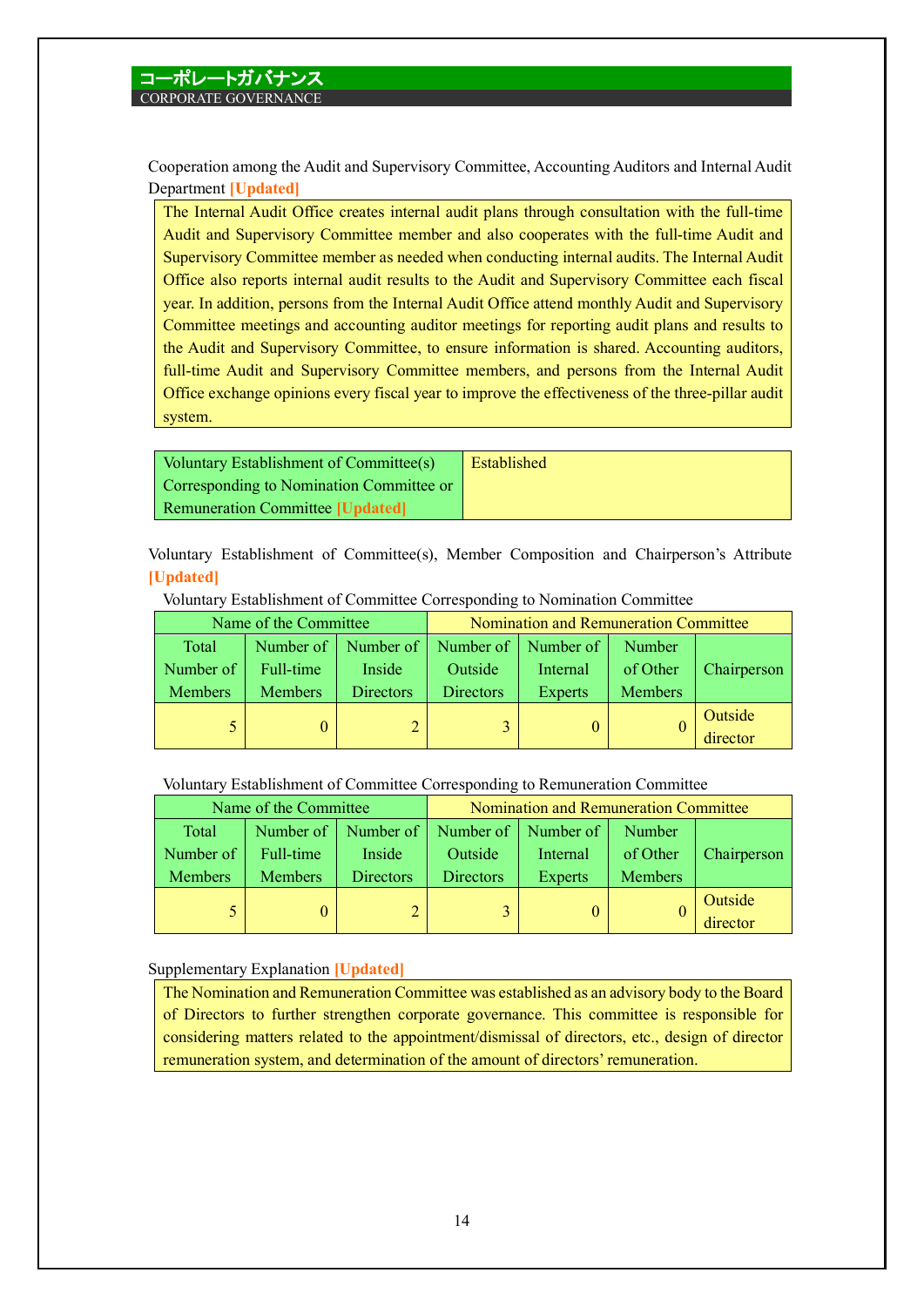Cooperation among the Audit and Supervisory Committee, Accounting Auditors and Internal Audit Department [Updated]

The Internal Audit Office creates internal audit plans through consultation with the full-time Audit and Supervisory Committee member and also cooperates with the full-time Audit and Supervisory Committee member as needed when conducting internal audits. The Internal Audit Office also reports internal audit results to the Audit and Supervisory Committee each fiscal year. In addition, persons from the Internal Audit Office attend monthly Audit and Supervisory Committee meetings and accounting auditor meetings for reporting audit plans and results to the Audit and Supervisory Committee, to ensure information is shared. Accounting auditors, full-time Audit and Supervisory Committee members, and persons from the Internal Audit Office exchange opinions every fiscal year to improve the effectiveness of the three-pillar audit system.

| Voluntary Establishment of Committee(s) Corresponding to Nomination Committee or Remuneration Committee [Updated] | Established |
|---|---|

Voluntary Establishment of Committee(s), Member Composition and Chairperson's Attribute [Updated]

Voluntary Establishment of Committee Corresponding to Nomination Committee

| Name of the Committee | | | Nomination and Remuneration Committee | | | |
|---|---|---|---|---|---|---|
| Total Number of Members | Number of Full-time Members | Number of Inside Directors | Number of Outside Directors | Number of Internal Experts | Number of Other Members | Chairperson |
| 5 | 0 | 2 | 3 | 0 | 0 | Outside director |

Voluntary Establishment of Committee Corresponding to Remuneration Committee

| Name of the Committee | | | Nomination and Remuneration Committee | | | |
|---|---|---|---|---|---|---|
| Total Number of Members | Number of Full-time Members | Number of Inside Directors | Number of Outside Directors | Number of Internal Experts | Number of Other Members | Chairperson |
| 5 | 0 | 2 | 3 | 0 | 0 | Outside director |

Supplementary Explanation [Updated]

The Nomination and Remuneration Committee was established as an advisory body to the Board of Directors to further strengthen corporate governance. This committee is responsible for considering matters related to the appointment/dismissal of directors, etc., design of director remuneration system, and determination of the amount of directors' remuneration.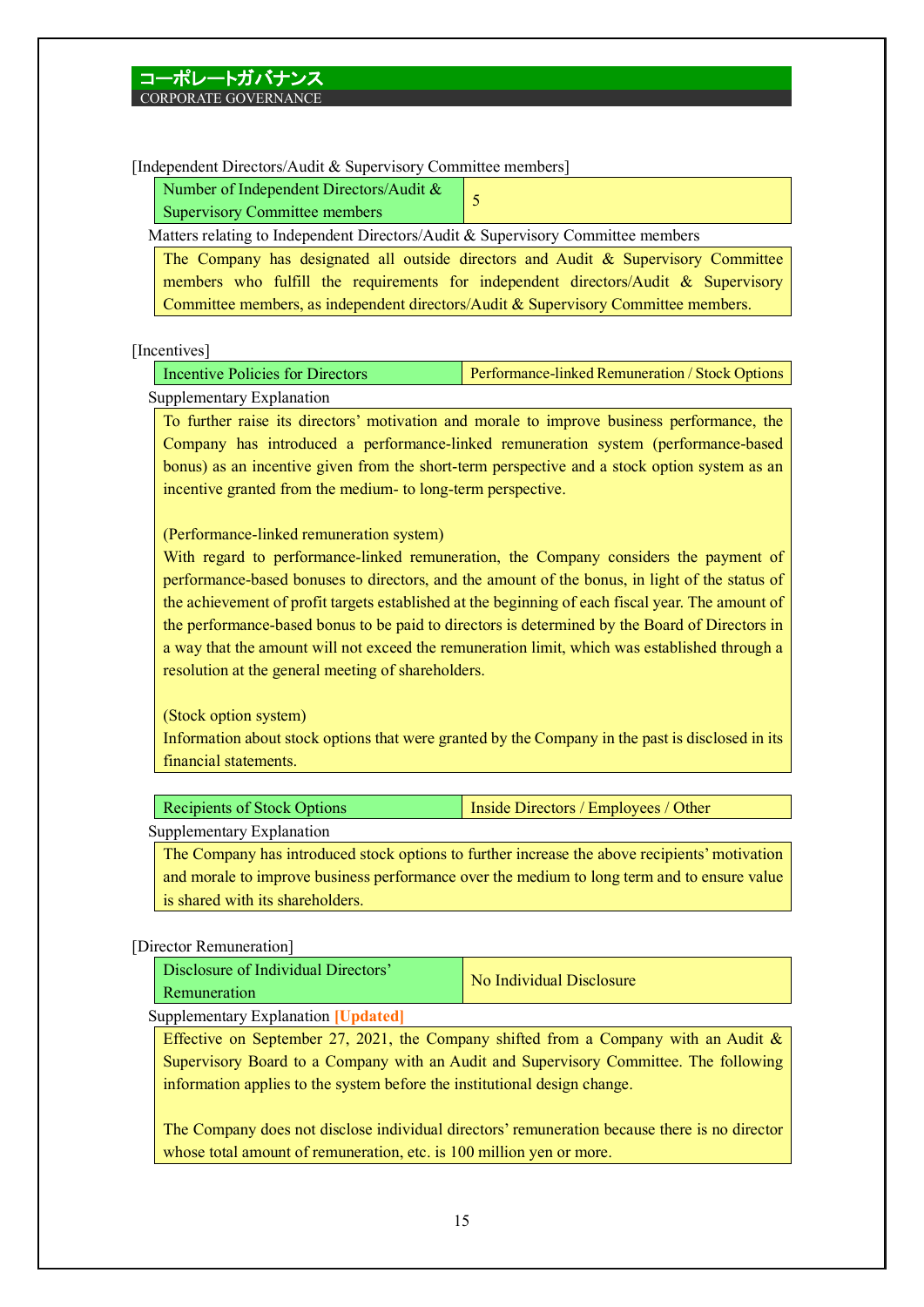## コーポレートガバナンス
CORPORATE GOVERNANCE

[Independent Directors/Audit & Supervisory Committee members]

| Number of Independent Directors/Audit & Supervisory Committee members | 5 |
|---|---|

Matters relating to Independent Directors/Audit & Supervisory Committee members

The Company has designated all outside directors and Audit & Supervisory Committee members who fulfill the requirements for independent directors/Audit & Supervisory Committee members, as independent directors/Audit & Supervisory Committee members.

[Incentives]

| Incentive Policies for Directors | Performance-linked Remuneration / Stock Options |
|---|---|

Supplementary Explanation

To further raise its directors' motivation and morale to improve business performance, the Company has introduced a performance-linked remuneration system (performance-based bonus) as an incentive given from the short-term perspective and a stock option system as an incentive granted from the medium- to long-term perspective.

(Performance-linked remuneration system)
With regard to performance-linked remuneration, the Company considers the payment of performance-based bonuses to directors, and the amount of the bonus, in light of the status of the achievement of profit targets established at the beginning of each fiscal year. The amount of the performance-based bonus to be paid to directors is determined by the Board of Directors in a way that the amount will not exceed the remuneration limit, which was established through a resolution at the general meeting of shareholders.

(Stock option system)
Information about stock options that were granted by the Company in the past is disclosed in its financial statements.

| Recipients of Stock Options | Inside Directors / Employees / Other |
|---|---|

Supplementary Explanation

The Company has introduced stock options to further increase the above recipients' motivation and morale to improve business performance over the medium to long term and to ensure value is shared with its shareholders.

[Director Remuneration]

| Disclosure of Individual Directors' Remuneration | No Individual Disclosure |
|---|---|

Supplementary Explanation **[Updated]**

Effective on September 27, 2021, the Company shifted from a Company with an Audit & Supervisory Board to a Company with an Audit and Supervisory Committee. The following information applies to the system before the institutional design change.

The Company does not disclose individual directors' remuneration because there is no director whose total amount of remuneration, etc. is 100 million yen or more.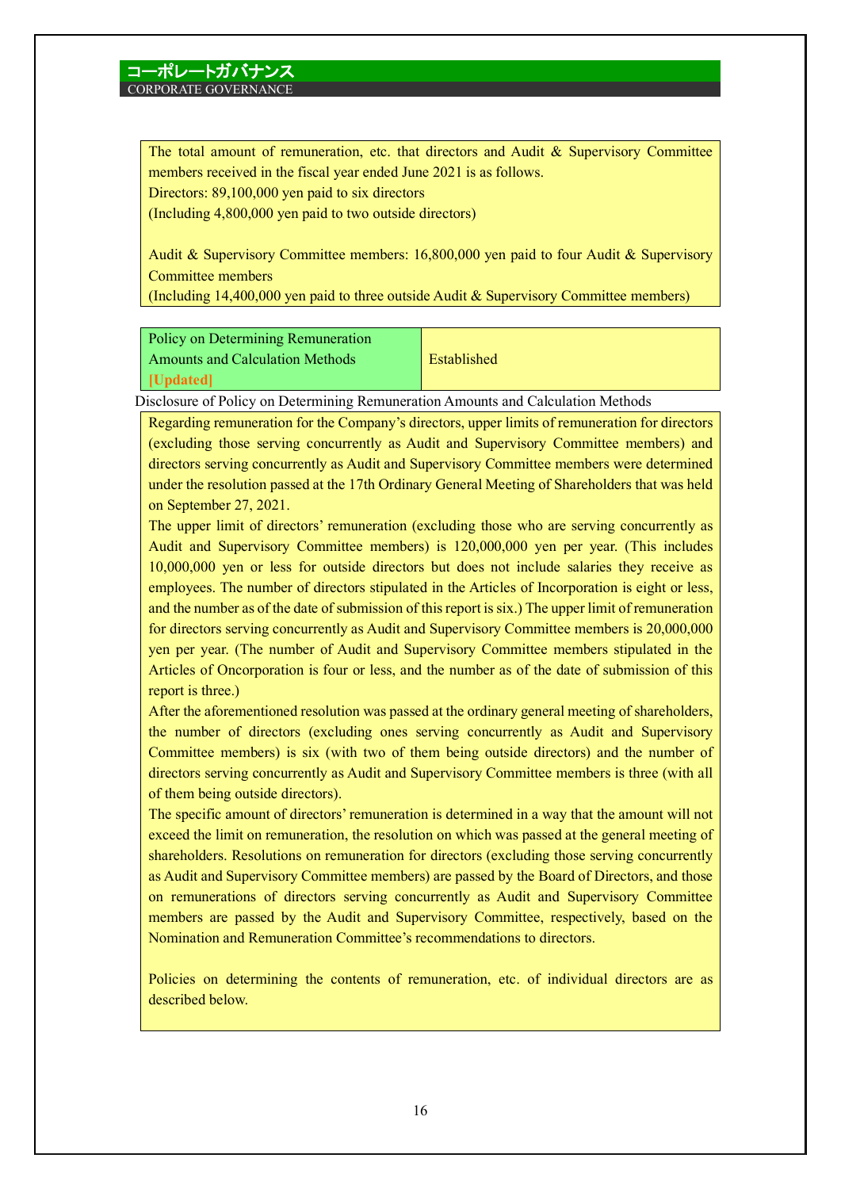The total amount of remuneration, etc. that directors and Audit & Supervisory Committee members received in the fiscal year ended June 2021 is as follows.
Directors: 89,100,000 yen paid to six directors
(Including 4,800,000 yen paid to two outside directors)

Audit & Supervisory Committee members: 16,800,000 yen paid to four Audit & Supervisory Committee members
(Including 14,400,000 yen paid to three outside Audit & Supervisory Committee members)

| Policy on Determining Remuneration Amounts and Calculation Methods **[Updated]** | Established |
|---|---|

Disclosure of Policy on Determining Remuneration Amounts and Calculation Methods

Regarding remuneration for the Company's directors, upper limits of remuneration for directors (excluding those serving concurrently as Audit and Supervisory Committee members) and directors serving concurrently as Audit and Supervisory Committee members were determined under the resolution passed at the 17th Ordinary General Meeting of Shareholders that was held on September 27, 2021.
The upper limit of directors' remuneration (excluding those who are serving concurrently as Audit and Supervisory Committee members) is 120,000,000 yen per year. (This includes 10,000,000 yen or less for outside directors but does not include salaries they receive as employees. The number of directors stipulated in the Articles of Incorporation is eight or less, and the number as of the date of submission of this report is six.) The upper limit of remuneration for directors serving concurrently as Audit and Supervisory Committee members is 20,000,000 yen per year. (The number of Audit and Supervisory Committee members stipulated in the Articles of Oncorporation is four or less, and the number as of the date of submission of this report is three.)
After the aforementioned resolution was passed at the ordinary general meeting of shareholders, the number of directors (excluding ones serving concurrently as Audit and Supervisory Committee members) is six (with two of them being outside directors) and the number of directors serving concurrently as Audit and Supervisory Committee members is three (with all of them being outside directors).
The specific amount of directors' remuneration is determined in a way that the amount will not exceed the limit on remuneration, the resolution on which was passed at the general meeting of shareholders. Resolutions on remuneration for directors (excluding those serving concurrently as Audit and Supervisory Committee members) are passed by the Board of Directors, and those on remunerations of directors serving concurrently as Audit and Supervisory Committee members are passed by the Audit and Supervisory Committee, respectively, based on the Nomination and Remuneration Committee's recommendations to directors.

Policies on determining the contents of remuneration, etc. of individual directors are as described below.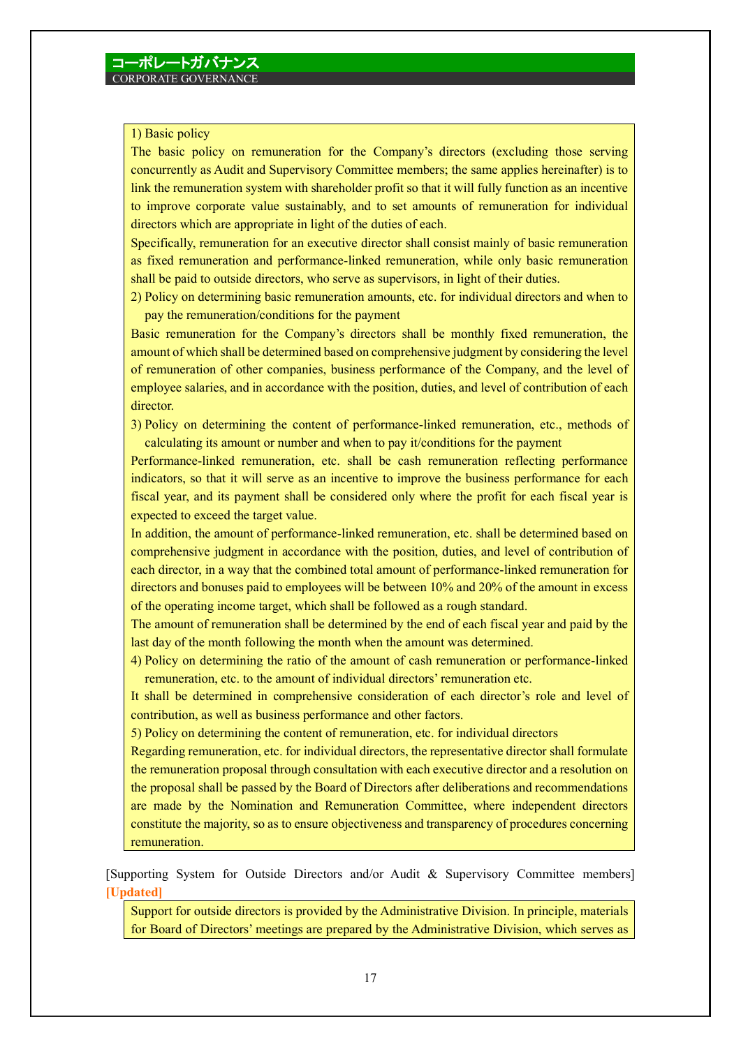1) Basic policy

The basic policy on remuneration for the Company's directors (excluding those serving concurrently as Audit and Supervisory Committee members; the same applies hereinafter) is to link the remuneration system with shareholder profit so that it will fully function as an incentive to improve corporate value sustainably, and to set amounts of remuneration for individual directors which are appropriate in light of the duties of each.

Specifically, remuneration for an executive director shall consist mainly of basic remuneration as fixed remuneration and performance-linked remuneration, while only basic remuneration shall be paid to outside directors, who serve as supervisors, in light of their duties.

2) Policy on determining basic remuneration amounts, etc. for individual directors and when to pay the remuneration/conditions for the payment

Basic remuneration for the Company's directors shall be monthly fixed remuneration, the amount of which shall be determined based on comprehensive judgment by considering the level of remuneration of other companies, business performance of the Company, and the level of employee salaries, and in accordance with the position, duties, and level of contribution of each director.

3) Policy on determining the content of performance-linked remuneration, etc., methods of calculating its amount or number and when to pay it/conditions for the payment

Performance-linked remuneration, etc. shall be cash remuneration reflecting performance indicators, so that it will serve as an incentive to improve the business performance for each fiscal year, and its payment shall be considered only where the profit for each fiscal year is expected to exceed the target value.

In addition, the amount of performance-linked remuneration, etc. shall be determined based on comprehensive judgment in accordance with the position, duties, and level of contribution of each director, in a way that the combined total amount of performance-linked remuneration for directors and bonuses paid to employees will be between 10% and 20% of the amount in excess of the operating income target, which shall be followed as a rough standard.

The amount of remuneration shall be determined by the end of each fiscal year and paid by the last day of the month following the month when the amount was determined.

4) Policy on determining the ratio of the amount of cash remuneration or performance-linked remuneration, etc. to the amount of individual directors' remuneration etc.

It shall be determined in comprehensive consideration of each director's role and level of contribution, as well as business performance and other factors.

5) Policy on determining the content of remuneration, etc. for individual directors

Regarding remuneration, etc. for individual directors, the representative director shall formulate the remuneration proposal through consultation with each executive director and a resolution on the proposal shall be passed by the Board of Directors after deliberations and recommendations are made by the Nomination and Remuneration Committee, where independent directors constitute the majority, so as to ensure objectiveness and transparency of procedures concerning remuneration.

[Supporting System for Outside Directors and/or Audit & Supervisory Committee members] **[Updated]**

Support for outside directors is provided by the Administrative Division. In principle, materials for Board of Directors' meetings are prepared by the Administrative Division, which serves as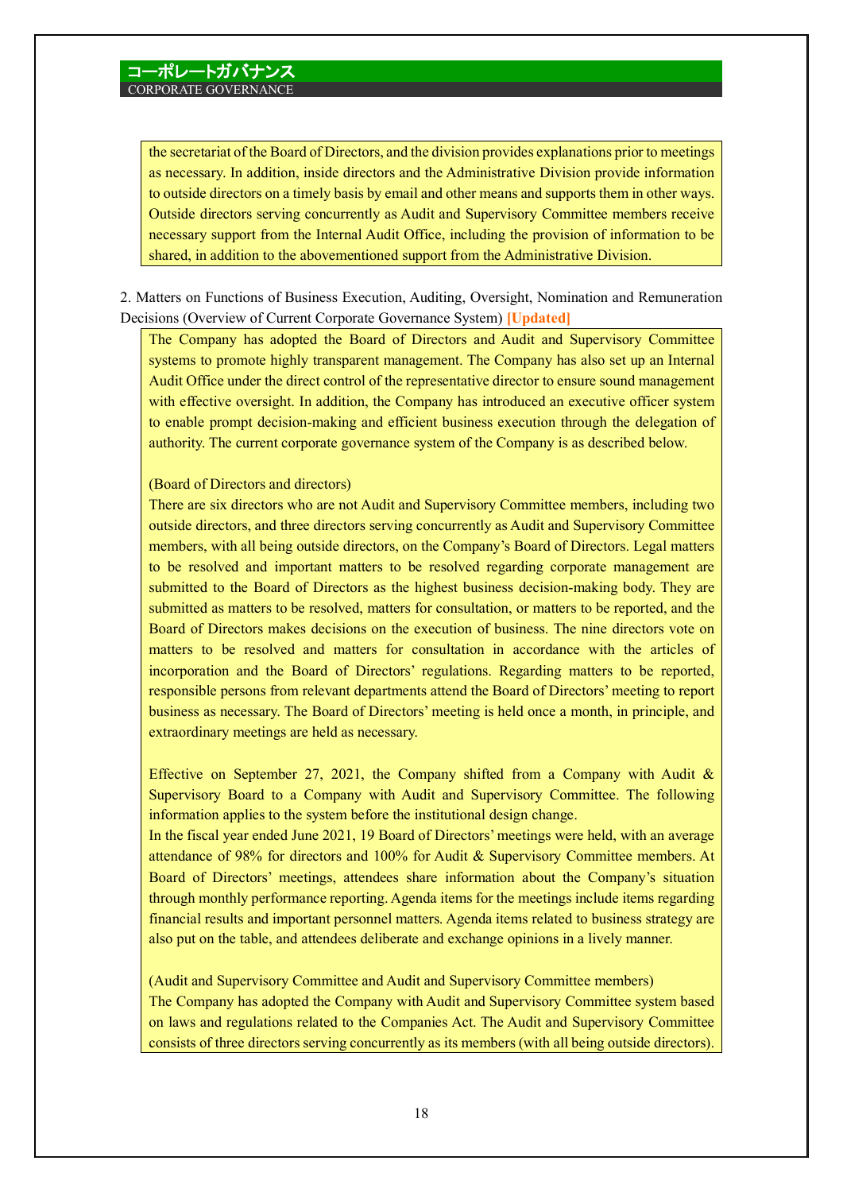the secretariat of the Board of Directors, and the division provides explanations prior to meetings as necessary. In addition, inside directors and the Administrative Division provide information to outside directors on a timely basis by email and other means and supports them in other ways. Outside directors serving concurrently as Audit and Supervisory Committee members receive necessary support from the Internal Audit Office, including the provision of information to be shared, in addition to the abovementioned support from the Administrative Division.

2. Matters on Functions of Business Execution, Auditing, Oversight, Nomination and Remuneration Decisions (Overview of Current Corporate Governance System) **[Updated]**

The Company has adopted the Board of Directors and Audit and Supervisory Committee systems to promote highly transparent management. The Company has also set up an Internal Audit Office under the direct control of the representative director to ensure sound management with effective oversight. In addition, the Company has introduced an executive officer system to enable prompt decision-making and efficient business execution through the delegation of authority. The current corporate governance system of the Company is as described below.

(Board of Directors and directors)

There are six directors who are not Audit and Supervisory Committee members, including two outside directors, and three directors serving concurrently as Audit and Supervisory Committee members, with all being outside directors, on the Company's Board of Directors. Legal matters to be resolved and important matters to be resolved regarding corporate management are submitted to the Board of Directors as the highest business decision-making body. They are submitted as matters to be resolved, matters for consultation, or matters to be reported, and the Board of Directors makes decisions on the execution of business. The nine directors vote on matters to be resolved and matters for consultation in accordance with the articles of incorporation and the Board of Directors' regulations. Regarding matters to be reported, responsible persons from relevant departments attend the Board of Directors' meeting to report business as necessary. The Board of Directors' meeting is held once a month, in principle, and extraordinary meetings are held as necessary.

Effective on September 27, 2021, the Company shifted from a Company with Audit & Supervisory Board to a Company with Audit and Supervisory Committee. The following information applies to the system before the institutional design change.

In the fiscal year ended June 2021, 19 Board of Directors' meetings were held, with an average attendance of 98% for directors and 100% for Audit & Supervisory Committee members. At Board of Directors' meetings, attendees share information about the Company's situation through monthly performance reporting. Agenda items for the meetings include items regarding financial results and important personnel matters. Agenda items related to business strategy are also put on the table, and attendees deliberate and exchange opinions in a lively manner.

(Audit and Supervisory Committee and Audit and Supervisory Committee members)

The Company has adopted the Company with Audit and Supervisory Committee system based on laws and regulations related to the Companies Act. The Audit and Supervisory Committee consists of three directors serving concurrently as its members (with all being outside directors).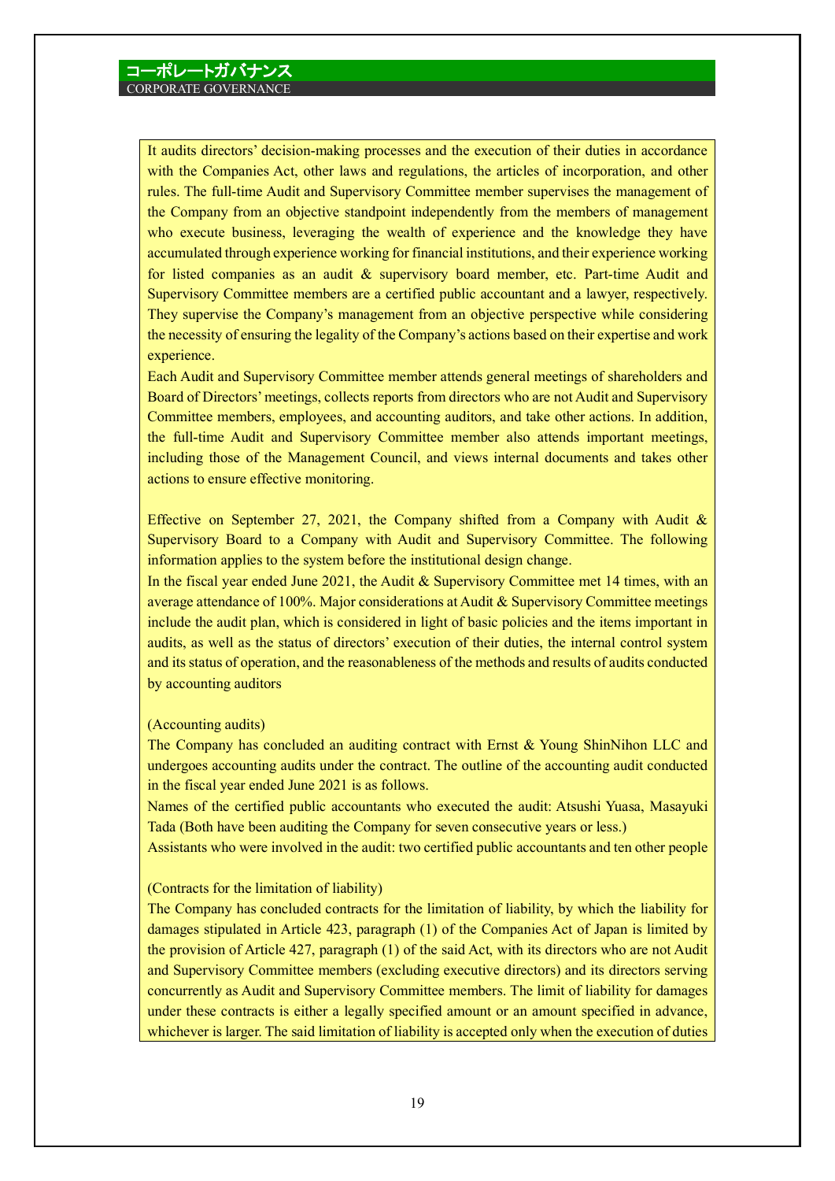It audits directors' decision-making processes and the execution of their duties in accordance with the Companies Act, other laws and regulations, the articles of incorporation, and other rules. The full-time Audit and Supervisory Committee member supervises the management of the Company from an objective standpoint independently from the members of management who execute business, leveraging the wealth of experience and the knowledge they have accumulated through experience working for financial institutions, and their experience working for listed companies as an audit & supervisory board member, etc. Part-time Audit and Supervisory Committee members are a certified public accountant and a lawyer, respectively. They supervise the Company's management from an objective perspective while considering the necessity of ensuring the legality of the Company's actions based on their expertise and work experience.

Each Audit and Supervisory Committee member attends general meetings of shareholders and Board of Directors' meetings, collects reports from directors who are not Audit and Supervisory Committee members, employees, and accounting auditors, and take other actions. In addition, the full-time Audit and Supervisory Committee member also attends important meetings, including those of the Management Council, and views internal documents and takes other actions to ensure effective monitoring.

Effective on September 27, 2021, the Company shifted from a Company with Audit & Supervisory Board to a Company with Audit and Supervisory Committee. The following information applies to the system before the institutional design change.

In the fiscal year ended June 2021, the Audit & Supervisory Committee met 14 times, with an average attendance of 100%. Major considerations at Audit & Supervisory Committee meetings include the audit plan, which is considered in light of basic policies and the items important in audits, as well as the status of directors' execution of their duties, the internal control system and its status of operation, and the reasonableness of the methods and results of audits conducted by accounting auditors

(Accounting audits)

The Company has concluded an auditing contract with Ernst & Young ShinNihon LLC and undergoes accounting audits under the contract. The outline of the accounting audit conducted in the fiscal year ended June 2021 is as follows.

Names of the certified public accountants who executed the audit: Atsushi Yuasa, Masayuki Tada (Both have been auditing the Company for seven consecutive years or less.)

Assistants who were involved in the audit: two certified public accountants and ten other people

(Contracts for the limitation of liability)

The Company has concluded contracts for the limitation of liability, by which the liability for damages stipulated in Article 423, paragraph (1) of the Companies Act of Japan is limited by the provision of Article 427, paragraph (1) of the said Act, with its directors who are not Audit and Supervisory Committee members (excluding executive directors) and its directors serving concurrently as Audit and Supervisory Committee members. The limit of liability for damages under these contracts is either a legally specified amount or an amount specified in advance, whichever is larger. The said limitation of liability is accepted only when the execution of duties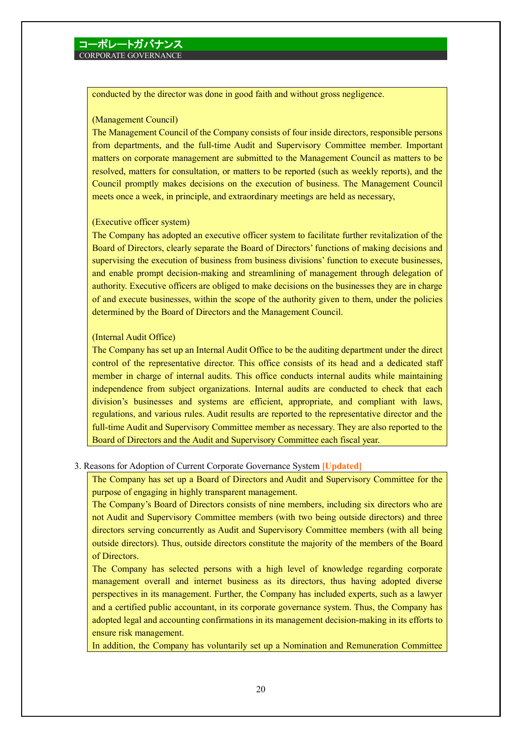conducted by the director was done in good faith and without gross negligence.

(Management Council)

The Management Council of the Company consists of four inside directors, responsible persons from departments, and the full-time Audit and Supervisory Committee member. Important matters on corporate management are submitted to the Management Council as matters to be resolved, matters for consultation, or matters to be reported (such as weekly reports), and the Council promptly makes decisions on the execution of business. The Management Council meets once a week, in principle, and extraordinary meetings are held as necessary,

(Executive officer system)

The Company has adopted an executive officer system to facilitate further revitalization of the Board of Directors, clearly separate the Board of Directors' functions of making decisions and supervising the execution of business from business divisions' function to execute businesses, and enable prompt decision-making and streamlining of management through delegation of authority. Executive officers are obliged to make decisions on the businesses they are in charge of and execute businesses, within the scope of the authority given to them, under the policies determined by the Board of Directors and the Management Council.

(Internal Audit Office)

The Company has set up an Internal Audit Office to be the auditing department under the direct control of the representative director. This office consists of its head and a dedicated staff member in charge of internal audits. This office conducts internal audits while maintaining independence from subject organizations. Internal audits are conducted to check that each division's businesses and systems are efficient, appropriate, and compliant with laws, regulations, and various rules. Audit results are reported to the representative director and the full-time Audit and Supervisory Committee member as necessary. They are also reported to the Board of Directors and the Audit and Supervisory Committee each fiscal year.

3. Reasons for Adoption of Current Corporate Governance System **[Updated]**

The Company has set up a Board of Directors and Audit and Supervisory Committee for the purpose of engaging in highly transparent management.

The Company's Board of Directors consists of nine members, including six directors who are not Audit and Supervisory Committee members (with two being outside directors) and three directors serving concurrently as Audit and Supervisory Committee members (with all being outside directors). Thus, outside directors constitute the majority of the members of the Board of Directors.

The Company has selected persons with a high level of knowledge regarding corporate management overall and internet business as its directors, thus having adopted diverse perspectives in its management. Further, the Company has included experts, such as a lawyer and a certified public accountant, in its corporate governance system. Thus, the Company has adopted legal and accounting confirmations in its management decision-making in its efforts to ensure risk management.

In addition, the Company has voluntarily set up a Nomination and Remuneration Committee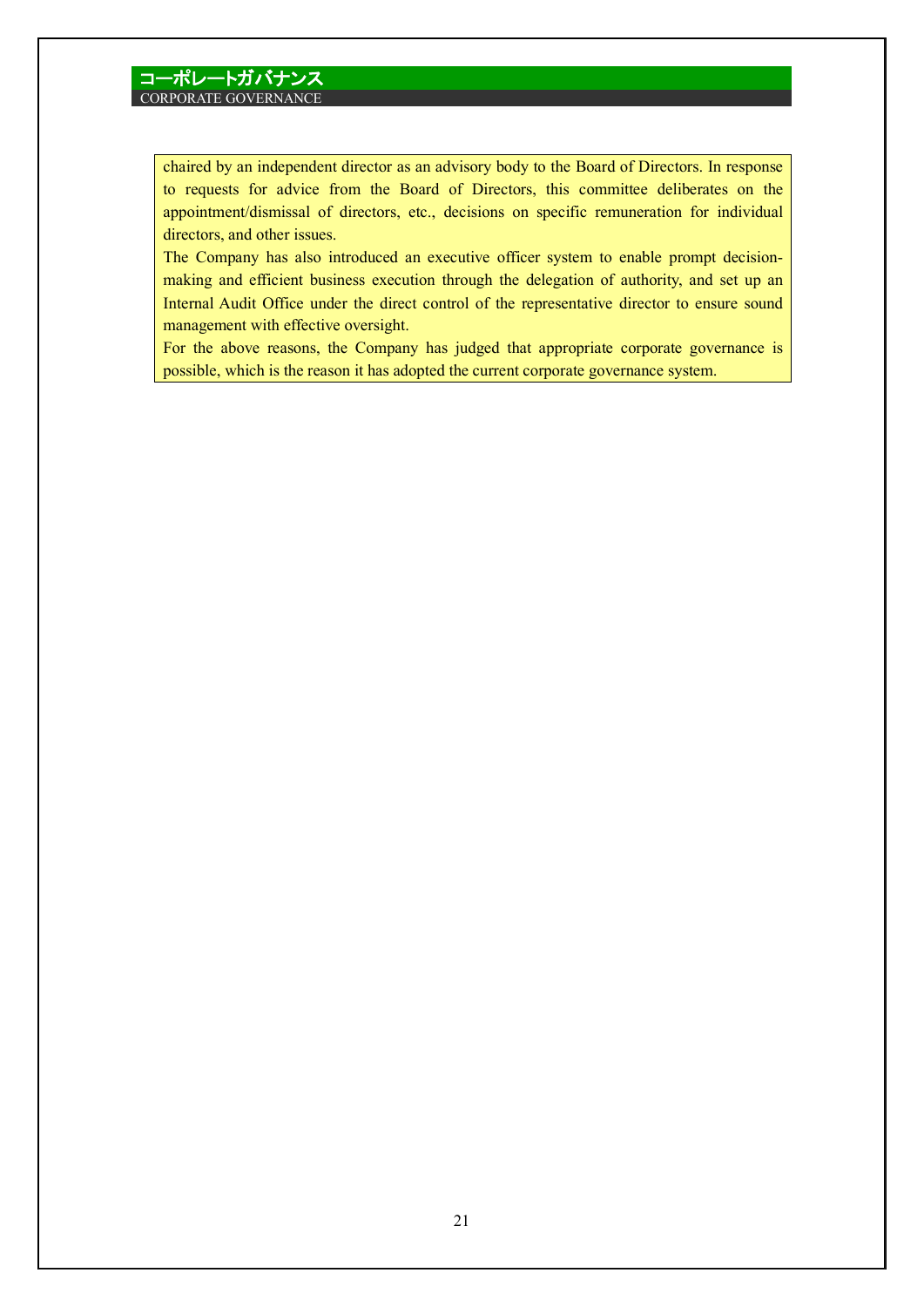chaired by an independent director as an advisory body to the Board of Directors. In response to requests for advice from the Board of Directors, this committee deliberates on the appointment/dismissal of directors, etc., decisions on specific remuneration for individual directors, and other issues.

The Company has also introduced an executive officer system to enable prompt decision-making and efficient business execution through the delegation of authority, and set up an Internal Audit Office under the direct control of the representative director to ensure sound management with effective oversight.

For the above reasons, the Company has judged that appropriate corporate governance is possible, which is the reason it has adopted the current corporate governance system.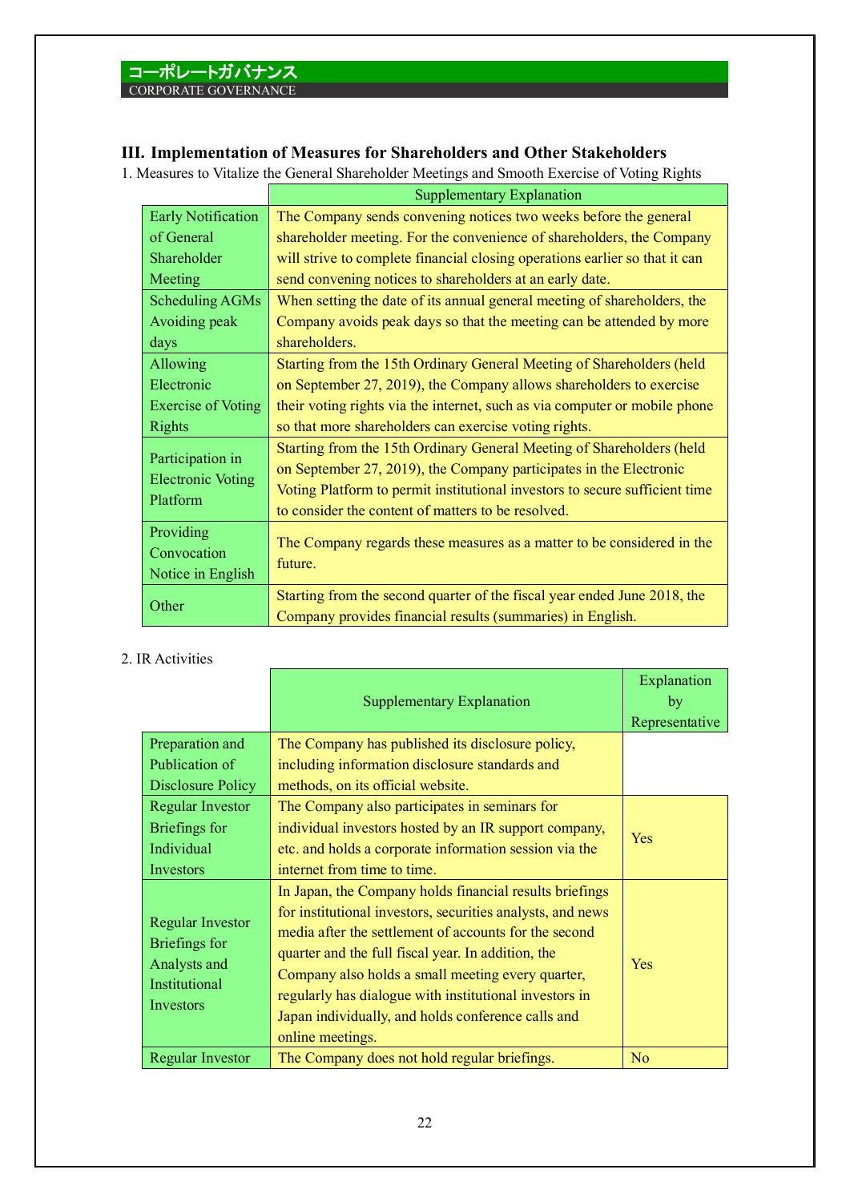コーポレートガバナンス
CORPORATE GOVERNANCE

## III. Implementation of Measures for Shareholders and Other Stakeholders

1. Measures to Vitalize the General Shareholder Meetings and Smooth Exercise of Voting Rights

| | Supplementary Explanation |
|---|---|
| Early Notification of General Shareholder Meeting | The Company sends convening notices two weeks before the general shareholder meeting. For the convenience of shareholders, the Company will strive to complete financial closing operations earlier so that it can send convening notices to shareholders at an early date. |
| Scheduling AGMs Avoiding peak days | When setting the date of its annual general meeting of shareholders, the Company avoids peak days so that the meeting can be attended by more shareholders. |
| Allowing Electronic Exercise of Voting Rights | Starting from the 15th Ordinary General Meeting of Shareholders (held on September 27, 2019), the Company allows shareholders to exercise their voting rights via the internet, such as via computer or mobile phone so that more shareholders can exercise voting rights. |
| Participation in Electronic Voting Platform | Starting from the 15th Ordinary General Meeting of Shareholders (held on September 27, 2019), the Company participates in the Electronic Voting Platform to permit institutional investors to secure sufficient time to consider the content of matters to be resolved. |
| Providing Convocation Notice in English | The Company regards these measures as a matter to be considered in the future. |
| Other | Starting from the second quarter of the fiscal year ended June 2018, the Company provides financial results (summaries) in English. |

2. IR Activities

| | Supplementary Explanation | Explanation by Representative |
|---|---|---|
| Preparation and Publication of Disclosure Policy | The Company has published its disclosure policy, including information disclosure standards and methods, on its official website. | |
| Regular Investor Briefings for Individual Investors | The Company also participates in seminars for individual investors hosted by an IR support company, etc. and holds a corporate information session via the internet from time to time. | Yes |
| Regular Investor Briefings for Analysts and Institutional Investors | In Japan, the Company holds financial results briefings for institutional investors, securities analysts, and news media after the settlement of accounts for the second quarter and the full fiscal year. In addition, the Company also holds a small meeting every quarter, regularly has dialogue with institutional investors in Japan individually, and holds conference calls and online meetings. | Yes |
| Regular Investor | The Company does not hold regular briefings. | No |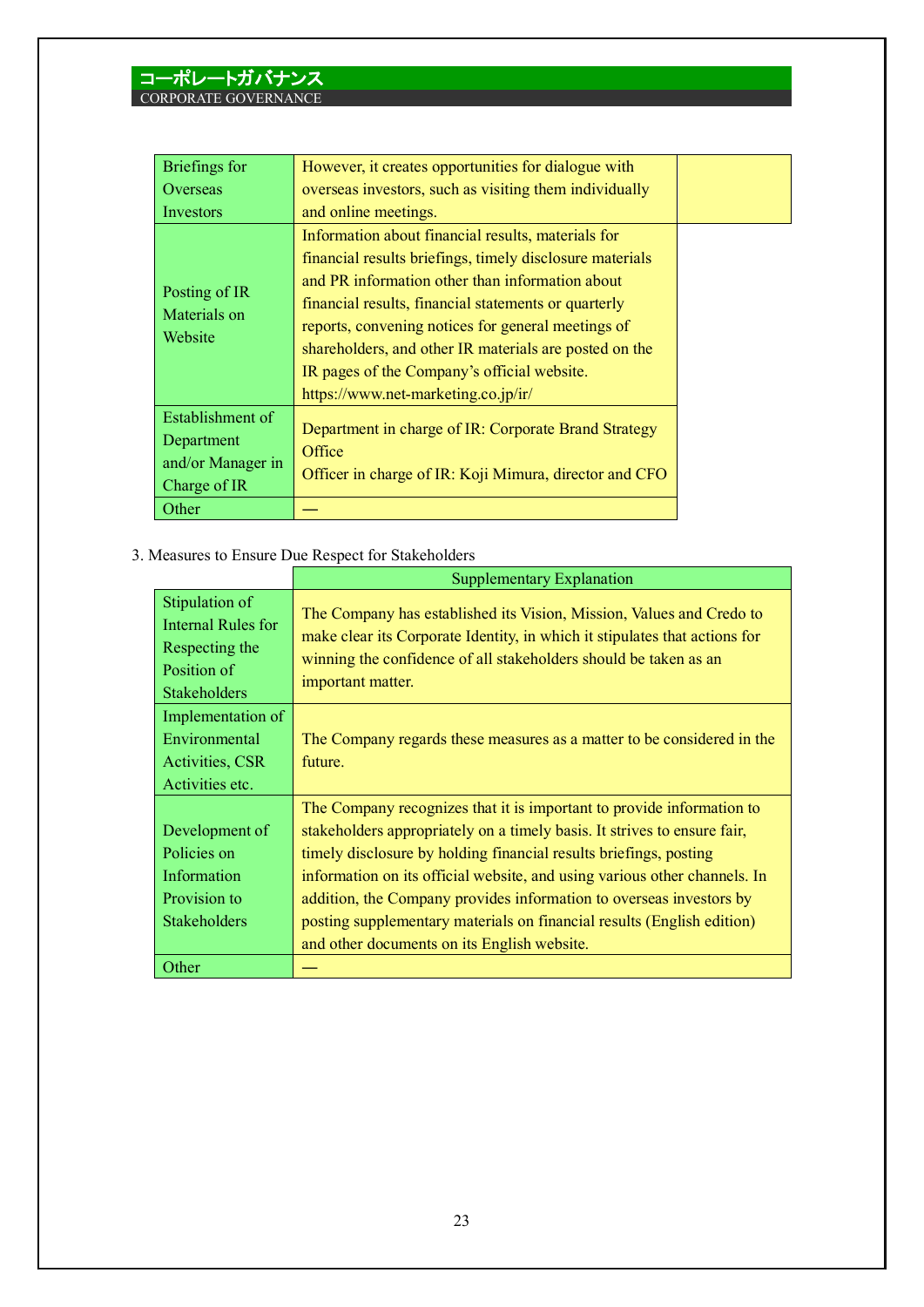| | | |
|---|---|---|
| Briefings for Overseas Investors | However, it creates opportunities for dialogue with overseas investors, such as visiting them individually and online meetings. | |
| Posting of IR Materials on Website | Information about financial results, materials for financial results briefings, timely disclosure materials and PR information other than information about financial results, financial statements or quarterly reports, convening notices for general meetings of shareholders, and other IR materials are posted on the IR pages of the Company's official website.<br>https://www.net-marketing.co.jp/ir/ | |
| Establishment of Department and/or Manager in Charge of IR | Department in charge of IR: Corporate Brand Strategy Office<br>Officer in charge of IR: Koji Mimura, director and CFO | |
| Other | — | |

3. Measures to Ensure Due Respect for Stakeholders

| | Supplementary Explanation |
|---|---|
| Stipulation of Internal Rules for Respecting the Position of Stakeholders | The Company has established its Vision, Mission, Values and Credo to make clear its Corporate Identity, in which it stipulates that actions for winning the confidence of all stakeholders should be taken as an important matter. |
| Implementation of Environmental Activities, CSR Activities etc. | The Company regards these measures as a matter to be considered in the future. |
| Development of Policies on Information Provision to Stakeholders | The Company recognizes that it is important to provide information to stakeholders appropriately on a timely basis. It strives to ensure fair, timely disclosure by holding financial results briefings, posting information on its official website, and using various other channels. In addition, the Company provides information to overseas investors by posting supplementary materials on financial results (English edition) and other documents on its English website. |
| Other | — |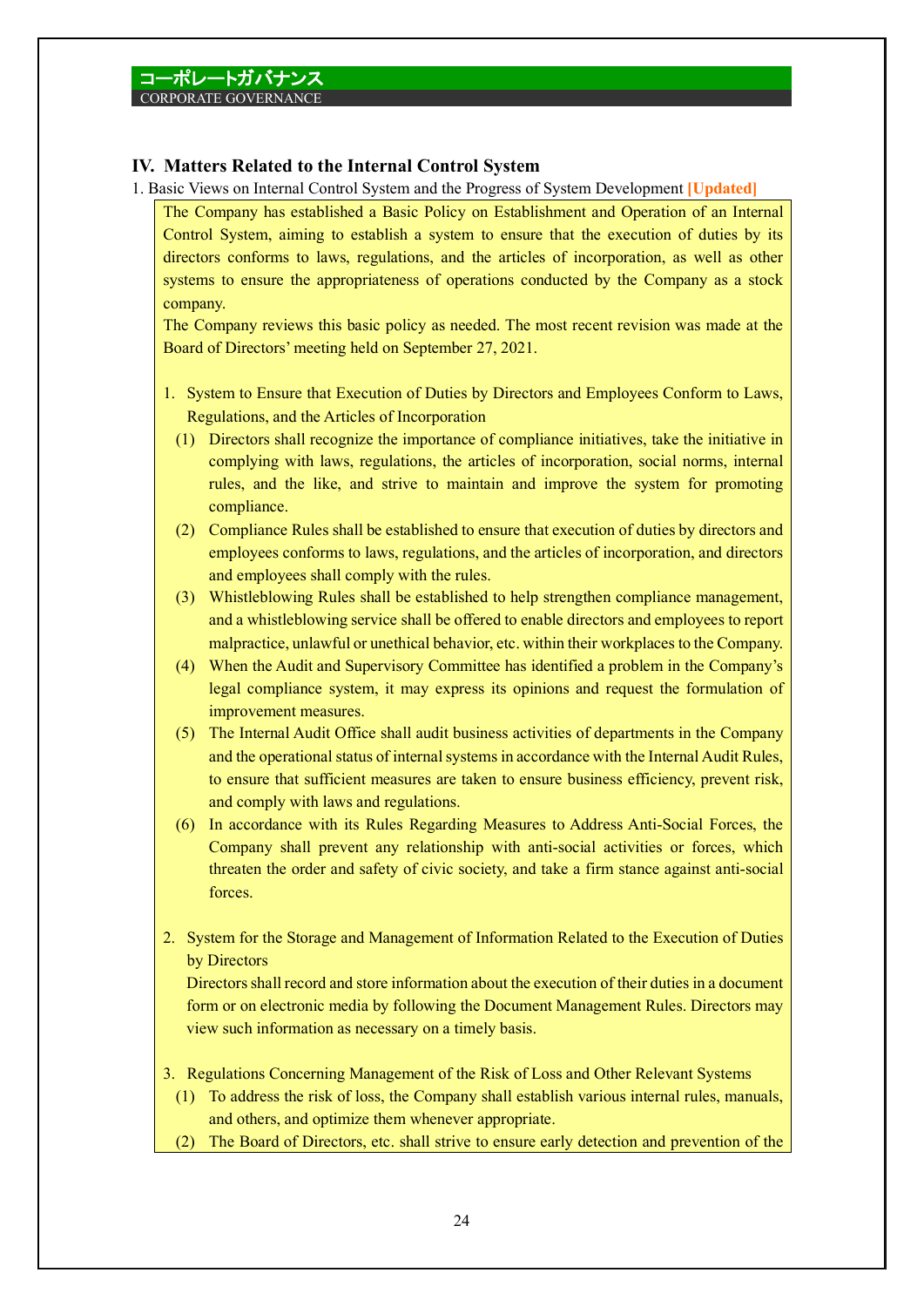コーポレートガバナンス
CORPORATE GOVERNANCE

## IV. Matters Related to the Internal Control System

1. Basic Views on Internal Control System and the Progress of System Development **[Updated]**

The Company has established a Basic Policy on Establishment and Operation of an Internal Control System, aiming to establish a system to ensure that the execution of duties by its directors conforms to laws, regulations, and the articles of incorporation, as well as other systems to ensure the appropriateness of operations conducted by the Company as a stock company.

The Company reviews this basic policy as needed. The most recent revision was made at the Board of Directors' meeting held on September 27, 2021.

1. System to Ensure that Execution of Duties by Directors and Employees Conform to Laws, Regulations, and the Articles of Incorporation
   (1) Directors shall recognize the importance of compliance initiatives, take the initiative in complying with laws, regulations, the articles of incorporation, social norms, internal rules, and the like, and strive to maintain and improve the system for promoting compliance.
   (2) Compliance Rules shall be established to ensure that execution of duties by directors and employees conforms to laws, regulations, and the articles of incorporation, and directors and employees shall comply with the rules.
   (3) Whistleblowing Rules shall be established to help strengthen compliance management, and a whistleblowing service shall be offered to enable directors and employees to report malpractice, unlawful or unethical behavior, etc. within their workplaces to the Company.
   (4) When the Audit and Supervisory Committee has identified a problem in the Company's legal compliance system, it may express its opinions and request the formulation of improvement measures.
   (5) The Internal Audit Office shall audit business activities of departments in the Company and the operational status of internal systems in accordance with the Internal Audit Rules, to ensure that sufficient measures are taken to ensure business efficiency, prevent risk, and comply with laws and regulations.
   (6) In accordance with its Rules Regarding Measures to Address Anti-Social Forces, the Company shall prevent any relationship with anti-social activities or forces, which threaten the order and safety of civic society, and take a firm stance against anti-social forces.

2. System for the Storage and Management of Information Related to the Execution of Duties by Directors
   Directors shall record and store information about the execution of their duties in a document form or on electronic media by following the Document Management Rules. Directors may view such information as necessary on a timely basis.

3. Regulations Concerning Management of the Risk of Loss and Other Relevant Systems
   (1) To address the risk of loss, the Company shall establish various internal rules, manuals, and others, and optimize them whenever appropriate.
   (2) The Board of Directors, etc. shall strive to ensure early detection and prevention of the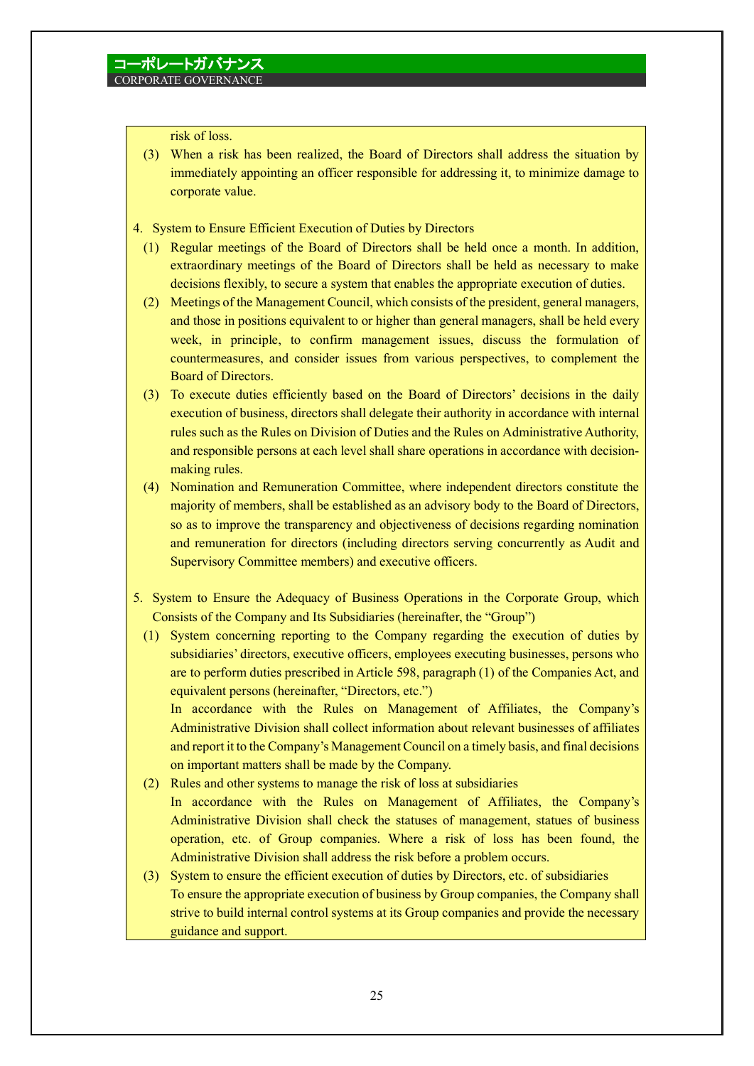risk of loss.

(3) When a risk has been realized, the Board of Directors shall address the situation by immediately appointing an officer responsible for addressing it, to minimize damage to corporate value.

4. System to Ensure Efficient Execution of Duties by Directors

(1) Regular meetings of the Board of Directors shall be held once a month. In addition, extraordinary meetings of the Board of Directors shall be held as necessary to make decisions flexibly, to secure a system that enables the appropriate execution of duties.

(2) Meetings of the Management Council, which consists of the president, general managers, and those in positions equivalent to or higher than general managers, shall be held every week, in principle, to confirm management issues, discuss the formulation of countermeasures, and consider issues from various perspectives, to complement the Board of Directors.

(3) To execute duties efficiently based on the Board of Directors' decisions in the daily execution of business, directors shall delegate their authority in accordance with internal rules such as the Rules on Division of Duties and the Rules on Administrative Authority, and responsible persons at each level shall share operations in accordance with decision-making rules.

(4) Nomination and Remuneration Committee, where independent directors constitute the majority of members, shall be established as an advisory body to the Board of Directors, so as to improve the transparency and objectiveness of decisions regarding nomination and remuneration for directors (including directors serving concurrently as Audit and Supervisory Committee members) and executive officers.

5. System to Ensure the Adequacy of Business Operations in the Corporate Group, which Consists of the Company and Its Subsidiaries (hereinafter, the "Group")

(1) System concerning reporting to the Company regarding the execution of duties by subsidiaries' directors, executive officers, employees executing businesses, persons who are to perform duties prescribed in Article 598, paragraph (1) of the Companies Act, and equivalent persons (hereinafter, "Directors, etc.")
In accordance with the Rules on Management of Affiliates, the Company's Administrative Division shall collect information about relevant businesses of affiliates and report it to the Company's Management Council on a timely basis, and final decisions on important matters shall be made by the Company.

(2) Rules and other systems to manage the risk of loss at subsidiaries
In accordance with the Rules on Management of Affiliates, the Company's Administrative Division shall check the statuses of management, statues of business operation, etc. of Group companies. Where a risk of loss has been found, the Administrative Division shall address the risk before a problem occurs.

(3) System to ensure the efficient execution of duties by Directors, etc. of subsidiaries
To ensure the appropriate execution of business by Group companies, the Company shall strive to build internal control systems at its Group companies and provide the necessary guidance and support.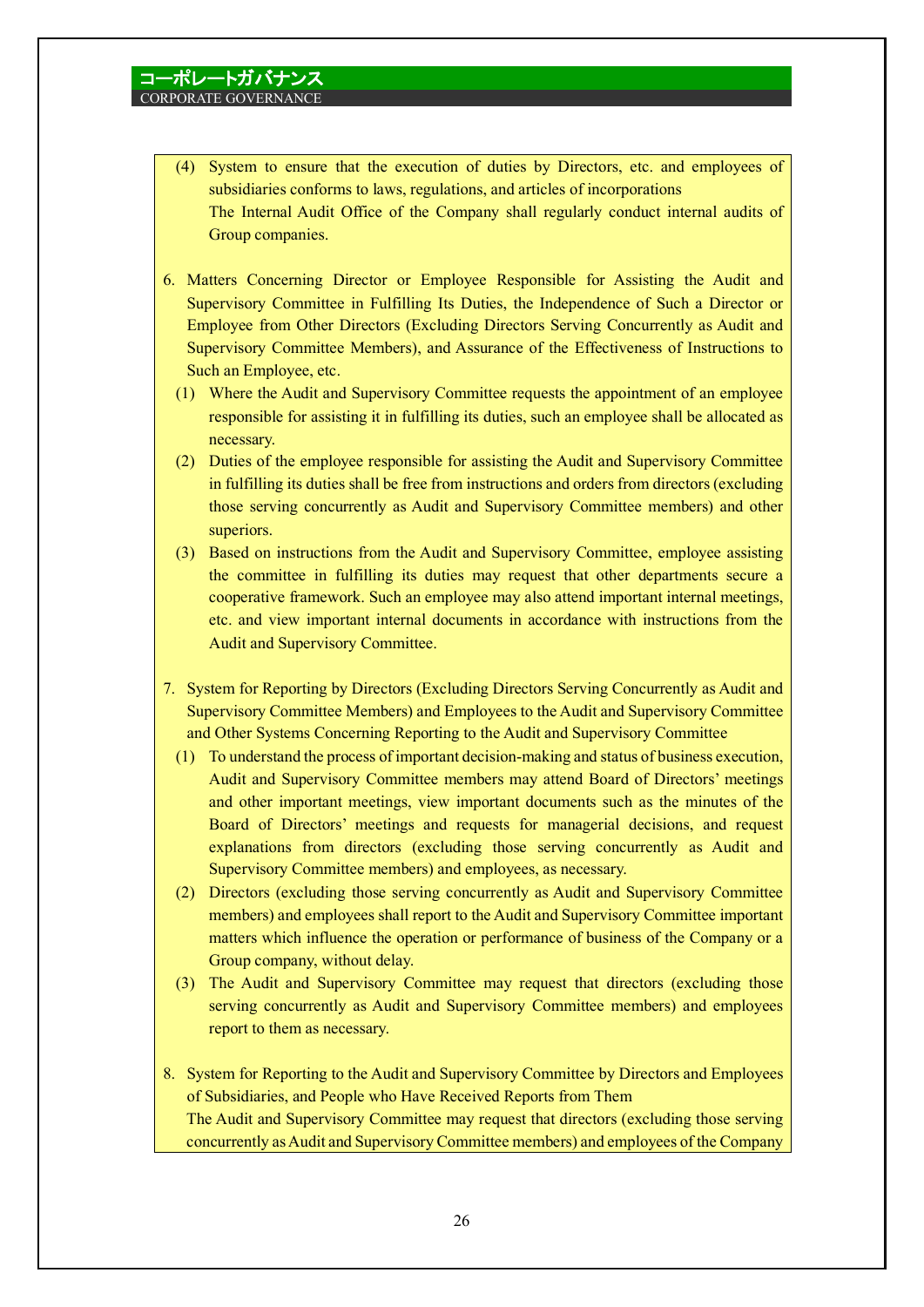(4) System to ensure that the execution of duties by Directors, etc. and employees of subsidiaries conforms to laws, regulations, and articles of incorporations
    The Internal Audit Office of the Company shall regularly conduct internal audits of Group companies.

6. Matters Concerning Director or Employee Responsible for Assisting the Audit and Supervisory Committee in Fulfilling Its Duties, the Independence of Such a Director or Employee from Other Directors (Excluding Directors Serving Concurrently as Audit and Supervisory Committee Members), and Assurance of the Effectiveness of Instructions to Such an Employee, etc.
   (1) Where the Audit and Supervisory Committee requests the appointment of an employee responsible for assisting it in fulfilling its duties, such an employee shall be allocated as necessary.
   (2) Duties of the employee responsible for assisting the Audit and Supervisory Committee in fulfilling its duties shall be free from instructions and orders from directors (excluding those serving concurrently as Audit and Supervisory Committee members) and other superiors.
   (3) Based on instructions from the Audit and Supervisory Committee, employee assisting the committee in fulfilling its duties may request that other departments secure a cooperative framework. Such an employee may also attend important internal meetings, etc. and view important internal documents in accordance with instructions from the Audit and Supervisory Committee.

7. System for Reporting by Directors (Excluding Directors Serving Concurrently as Audit and Supervisory Committee Members) and Employees to the Audit and Supervisory Committee and Other Systems Concerning Reporting to the Audit and Supervisory Committee
   (1) To understand the process of important decision-making and status of business execution, Audit and Supervisory Committee members may attend Board of Directors' meetings and other important meetings, view important documents such as the minutes of the Board of Directors' meetings and requests for managerial decisions, and request explanations from directors (excluding those serving concurrently as Audit and Supervisory Committee members) and employees, as necessary.
   (2) Directors (excluding those serving concurrently as Audit and Supervisory Committee members) and employees shall report to the Audit and Supervisory Committee important matters which influence the operation or performance of business of the Company or a Group company, without delay.
   (3) The Audit and Supervisory Committee may request that directors (excluding those serving concurrently as Audit and Supervisory Committee members) and employees report to them as necessary.

8. System for Reporting to the Audit and Supervisory Committee by Directors and Employees of Subsidiaries, and People who Have Received Reports from Them
   The Audit and Supervisory Committee may request that directors (excluding those serving concurrently as Audit and Supervisory Committee members) and employees of the Company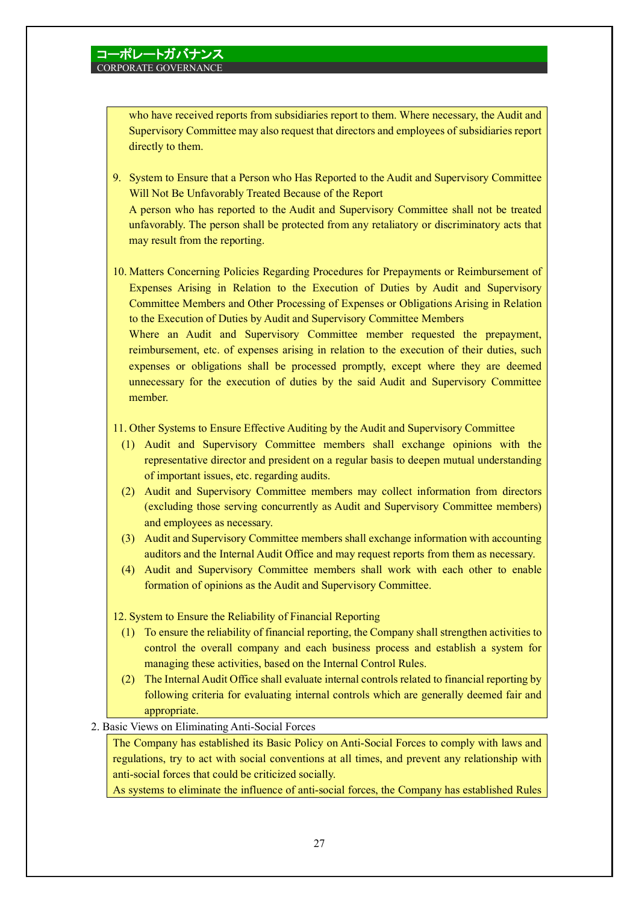who have received reports from subsidiaries report to them. Where necessary, the Audit and Supervisory Committee may also request that directors and employees of subsidiaries report directly to them.

9. System to Ensure that a Person who Has Reported to the Audit and Supervisory Committee Will Not Be Unfavorably Treated Because of the Report
   A person who has reported to the Audit and Supervisory Committee shall not be treated unfavorably. The person shall be protected from any retaliatory or discriminatory acts that may result from the reporting.

10. Matters Concerning Policies Regarding Procedures for Prepayments or Reimbursement of Expenses Arising in Relation to the Execution of Duties by Audit and Supervisory Committee Members and Other Processing of Expenses or Obligations Arising in Relation to the Execution of Duties by Audit and Supervisory Committee Members
    Where an Audit and Supervisory Committee member requested the prepayment, reimbursement, etc. of expenses arising in relation to the execution of their duties, such expenses or obligations shall be processed promptly, except where they are deemed unnecessary for the execution of duties by the said Audit and Supervisory Committee member.

11. Other Systems to Ensure Effective Auditing by the Audit and Supervisory Committee
    (1) Audit and Supervisory Committee members shall exchange opinions with the representative director and president on a regular basis to deepen mutual understanding of important issues, etc. regarding audits.
    (2) Audit and Supervisory Committee members may collect information from directors (excluding those serving concurrently as Audit and Supervisory Committee members) and employees as necessary.
    (3) Audit and Supervisory Committee members shall exchange information with accounting auditors and the Internal Audit Office and may request reports from them as necessary.
    (4) Audit and Supervisory Committee members shall work with each other to enable formation of opinions as the Audit and Supervisory Committee.

12. System to Ensure the Reliability of Financial Reporting
    (1) To ensure the reliability of financial reporting, the Company shall strengthen activities to control the overall company and each business process and establish a system for managing these activities, based on the Internal Control Rules.
    (2) The Internal Audit Office shall evaluate internal controls related to financial reporting by following criteria for evaluating internal controls which are generally deemed fair and appropriate.

2. Basic Views on Eliminating Anti-Social Forces

The Company has established its Basic Policy on Anti-Social Forces to comply with laws and regulations, try to act with social conventions at all times, and prevent any relationship with anti-social forces that could be criticized socially.
As systems to eliminate the influence of anti-social forces, the Company has established Rules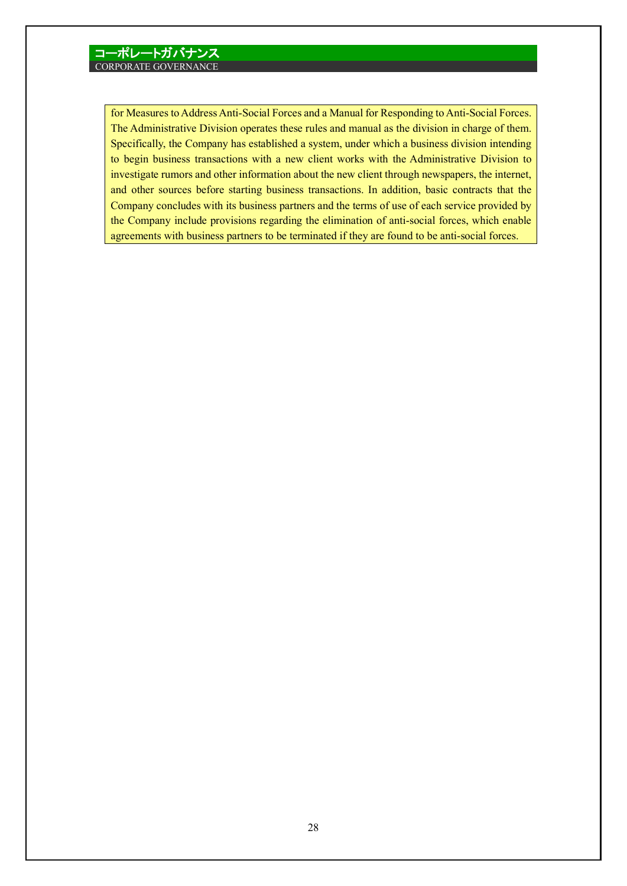for Measures to Address Anti-Social Forces and a Manual for Responding to Anti-Social Forces. The Administrative Division operates these rules and manual as the division in charge of them. Specifically, the Company has established a system, under which a business division intending to begin business transactions with a new client works with the Administrative Division to investigate rumors and other information about the new client through newspapers, the internet, and other sources before starting business transactions. In addition, basic contracts that the Company concludes with its business partners and the terms of use of each service provided by the Company include provisions regarding the elimination of anti-social forces, which enable agreements with business partners to be terminated if they are found to be anti-social forces.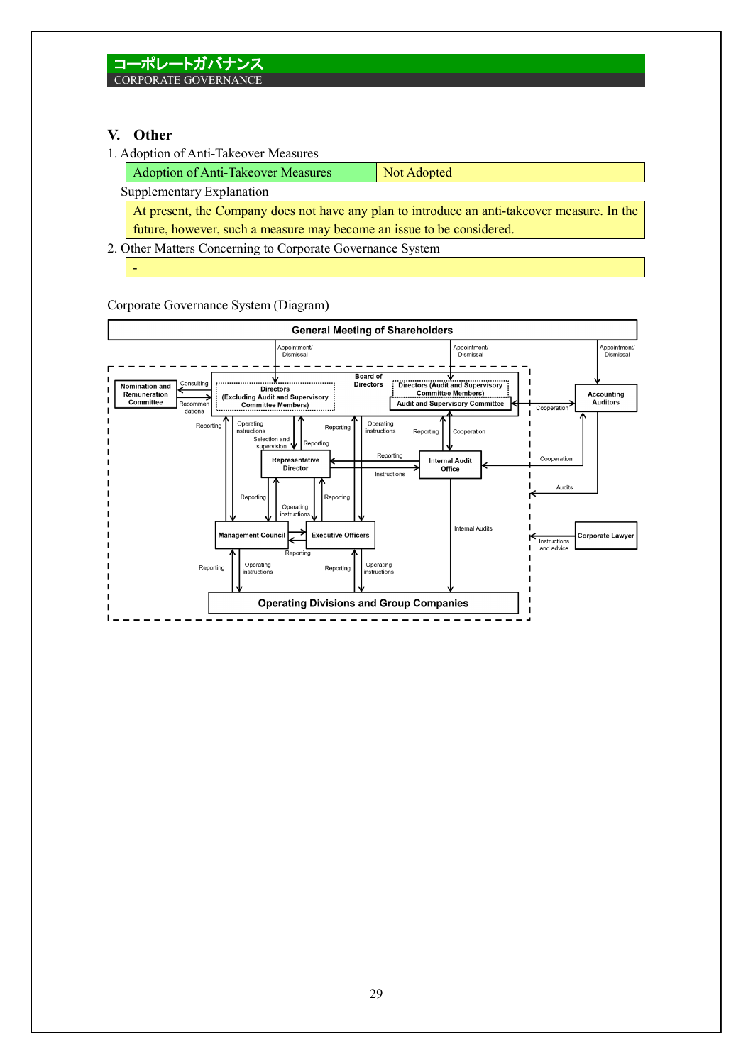## V. Other

1. Adoption of Anti-Takeover Measures

| Adoption of Anti-Takeover Measures | Not Adopted |
| --- | --- |

Supplementary Explanation

At present, the Company does not have any plan to introduce an anti-takeover measure. In the future, however, such a measure may become an issue to be considered.

2. Other Matters Concerning to Corporate Governance System

-

Corporate Governance System (Diagram)

General Meeting of Shareholders

Appointment/ Dismissal

Appointment/ Dismissal

Appointment/ Dismissal

Board of Directors

Nomination and Remuneration Committee

Consulting

Recommendations

Directors (Excluding Audit and Supervisory Committee Members)

Directors (Audit and Supervisory Committee Members)

Audit and Supervisory Committee

Cooperation

Accounting Auditors

Reporting

Operating instructions

Selection and supervision

Reporting

Reporting

Operating instructions

Reporting

Cooperation

Representative Director

Reporting

Instructions

Internal Audit Office

Cooperation

Audits

Reporting

Operating instructions

Reporting

Management Council

Executive Officers

Reporting

Internal Audits

Instructions and advice

Corporate Lawyer

Reporting

Operating instructions

Reporting

Operating instructions

Operating Divisions and Group Companies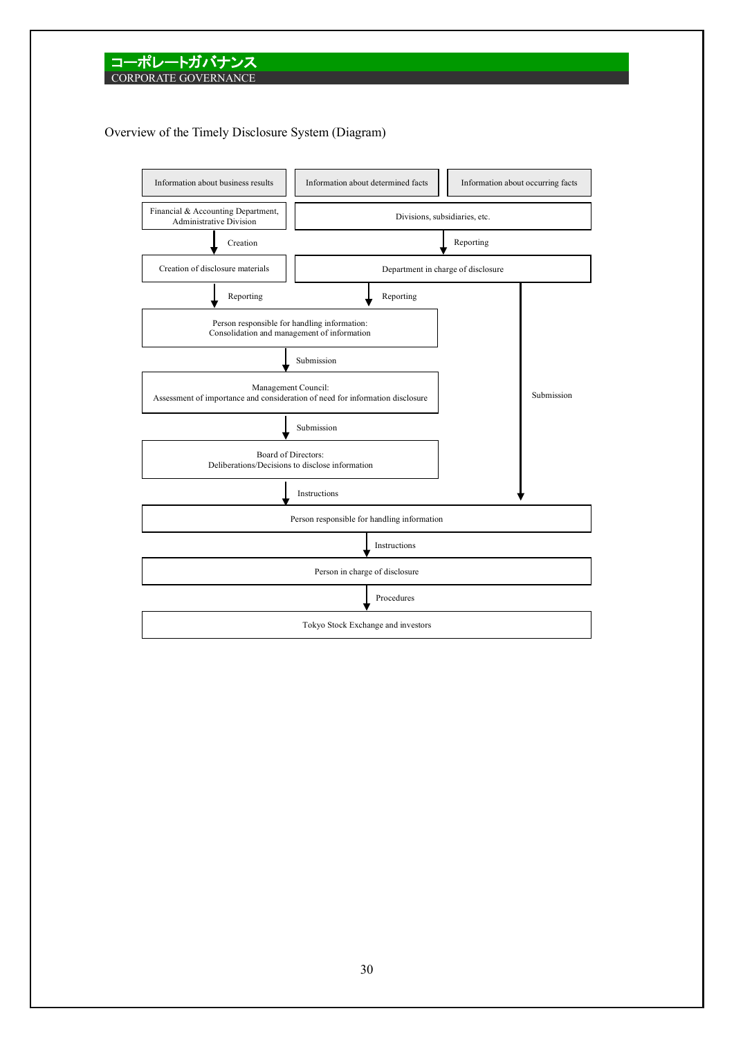コーポレートガバナンス
CORPORATE GOVERNANCE

Overview of the Timely Disclosure System (Diagram)

Information about business results

Information about determined facts

Information about occurring facts

Financial & Accounting Department, Administrative Division

Divisions, subsidiaries, etc.

Creation

Reporting

Creation of disclosure materials

Department in charge of disclosure

Reporting

Reporting

Person responsible for handling information:
Consolidation and management of information

Submission

Management Council:
Assessment of importance and consideration of need for information disclosure

Submission

Submission

Board of Directors:
Deliberations/Decisions to disclose information

Instructions

Person responsible for handling information

Instructions

Person in charge of disclosure

Procedures

Tokyo Stock Exchange and investors